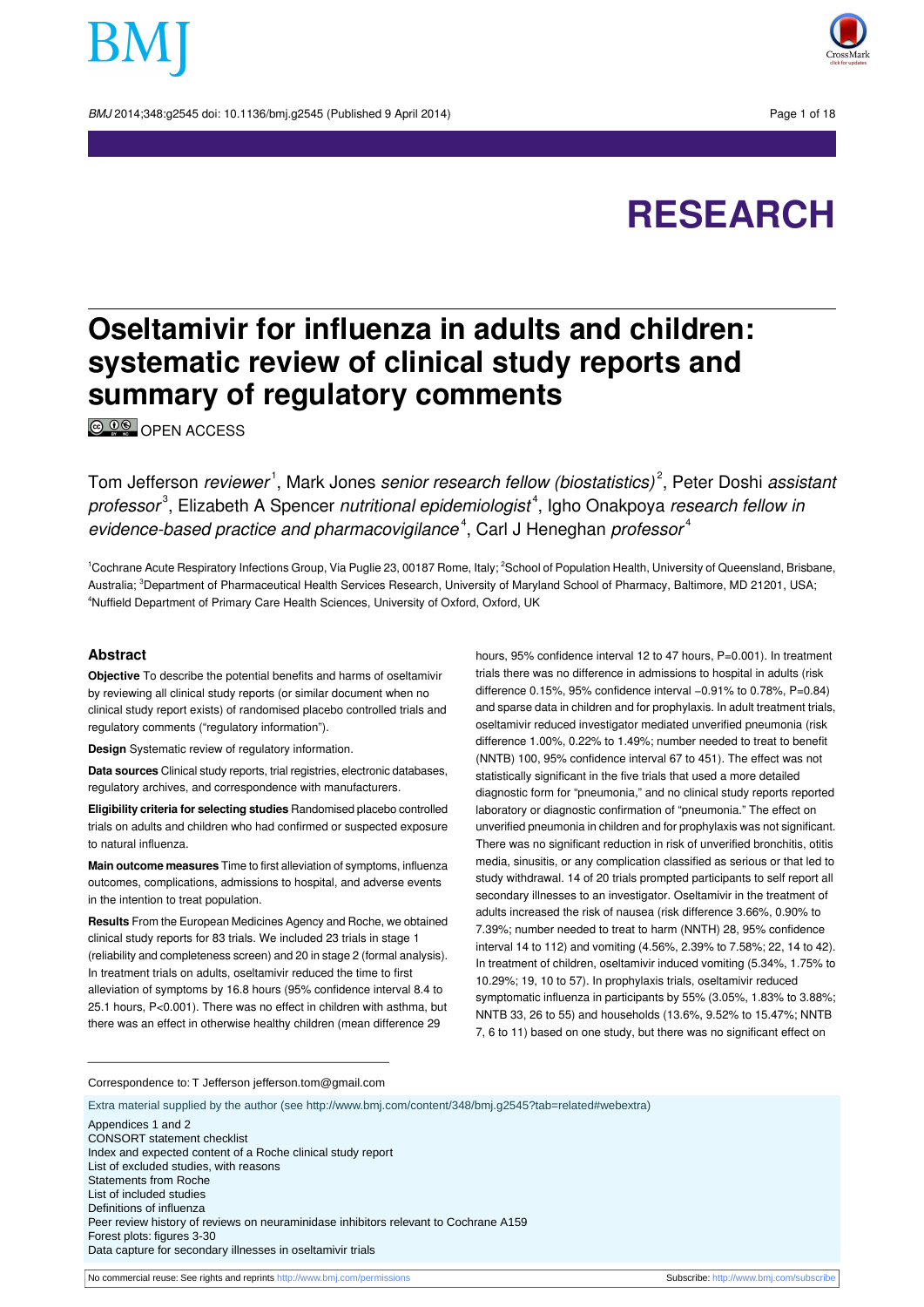# Oseltamivir for influenza in adults and children: systematic review of clinical study reports and summary of regulatory comments

OPEN ACCESS

Tom Jefferson *reviewer*[1], Mark Jones *senior research fellow (biostatistics)*[2], Peter Doshi *assistant professor*[3], Elizabeth A Spencer *nutritional epidemiologist*[4], Igho Onakpoya *research fellow in evidence-based practice and pharmacovigilance*[4], Carl J Heneghan *professor*[4]

[1]Cochrane Acute Respiratory Infections Group, Via Puglie 23, 00187 Rome, Italy; [2]School of Population Health, University of Queensland, Brisbane, Australia; [3]Department of Pharmaceutical Health Services Research, University of Maryland School of Pharmacy, Baltimore, MD 21201, USA; [4]Nuffield Department of Primary Care Health Sciences, University of Oxford, Oxford, UK

## Abstract

**Objective** To describe the potential benefits and harms of oseltamivir by reviewing all clinical study reports (or similar document when no clinical study report exists) of randomised placebo controlled trials and regulatory comments ("regulatory information").

**Design** Systematic review of regulatory information.

**Data sources** Clinical study reports, trial registries, electronic databases, regulatory archives, and correspondence with manufacturers.

**Eligibility criteria for selecting studies** Randomised placebo controlled trials on adults and children who had confirmed or suspected exposure to natural influenza.

**Main outcome measures** Time to first alleviation of symptoms, influenza outcomes, complications, admissions to hospital, and adverse events in the intention to treat population.

**Results** From the European Medicines Agency and Roche, we obtained clinical study reports for 83 trials. We included 23 trials in stage 1 (reliability and completeness screen) and 20 in stage 2 (formal analysis). In treatment trials on adults, oseltamivir reduced the time to first alleviation of symptoms by 16.8 hours (95% confidence interval 8.4 to 25.1 hours, P<0.001). There was no effect in children with asthma, but there was an effect in otherwise healthy children (mean difference 29 hours, 95% confidence interval 12 to 47 hours, P=0.001). In treatment trials there was no difference in admissions to hospital in adults (risk difference 0.15%, 95% confidence interval −0.91% to 0.78%, P=0.84) and sparse data in children and for prophylaxis. In adult treatment trials, oseltamivir reduced investigator mediated unverified pneumonia (risk difference 1.00%, 0.22% to 1.49%; number needed to treat to benefit (NNTB) 100, 95% confidence interval 67 to 451). The effect was not statistically significant in the five trials that used a more detailed diagnostic form for "pneumonia," and no clinical study reports reported laboratory or diagnostic confirmation of "pneumonia." The effect on unverified pneumonia in children and for prophylaxis was not significant. There was no significant reduction in risk of unverified bronchitis, otitis media, sinusitis, or any complication classified as serious or that led to study withdrawal. 14 of 20 trials prompted participants to self report all secondary illnesses to an investigator. Oseltamivir in the treatment of adults increased the risk of nausea (risk difference 3.66%, 0.90% to 7.39%; number needed to treat to harm (NNTH) 28, 95% confidence interval 14 to 112) and vomiting (4.56%, 2.39% to 7.58%; 22, 14 to 42). In treatment of children, oseltamivir induced vomiting (5.34%, 1.75% to 10.29%; 19, 10 to 57). In prophylaxis trials, oseltamivir reduced symptomatic influenza in participants by 55% (3.05%, 1.83% to 3.88%; NNTB 33, 26 to 55) and households (13.6%, 9.52% to 15.47%; NNTB 7, 6 to 11) based on one study, but there was no significant effect on

Correspondence to: T Jefferson jefferson.tom@gmail.com

Extra material supplied by the author (see http://www.bmj.com/content/348/bmj.g2545?tab=related#webextra)

Appendices 1 and 2
CONSORT statement checklist
Index and expected content of a Roche clinical study report
List of excluded studies, with reasons
Statements from Roche
List of included studies
Definitions of influenza
Peer review history of reviews on neuraminidase inhibitors relevant to Cochrane A159
Forest plots: figures 3-30
Data capture for secondary illnesses in oseltamivir trials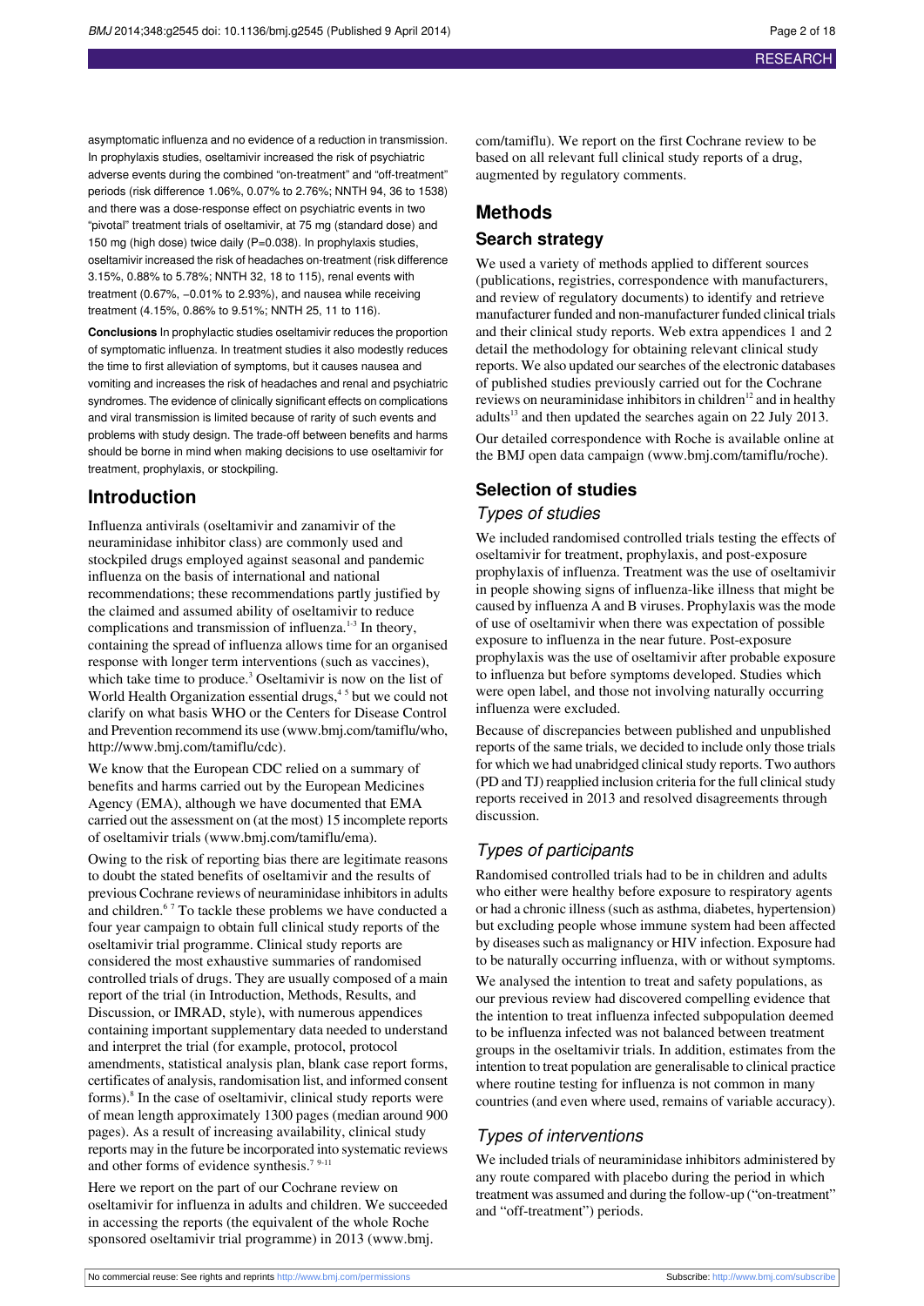asymptomatic influenza and no evidence of a reduction in transmission. In prophylaxis studies, oseltamivir increased the risk of psychiatric adverse events during the combined "on-treatment" and "off-treatment" periods (risk difference 1.06%, 0.07% to 2.76%; NNTH 94, 36 to 1538) and there was a dose-response effect on psychiatric events in two "pivotal" treatment trials of oseltamivir, at 75 mg (standard dose) and 150 mg (high dose) twice daily (P=0.038). In prophylaxis studies, oseltamivir increased the risk of headaches on-treatment (risk difference 3.15%, 0.88% to 5.78%; NNTH 32, 18 to 115), renal events with treatment (0.67%, −0.01% to 2.93%), and nausea while receiving treatment (4.15%, 0.86% to 9.51%; NNTH 25, 11 to 116).

**Conclusions** In prophylactic studies oseltamivir reduces the proportion of symptomatic influenza. In treatment studies it also modestly reduces the time to first alleviation of symptoms, but it causes nausea and vomiting and increases the risk of headaches and renal and psychiatric syndromes. The evidence of clinically significant effects on complications and viral transmission is limited because of rarity of such events and problems with study design. The trade-off between benefits and harms should be borne in mind when making decisions to use oseltamivir for treatment, prophylaxis, or stockpiling.

## Introduction

Influenza antivirals (oseltamivir and zanamivir of the neuraminidase inhibitor class) are commonly used and stockpiled drugs employed against seasonal and pandemic influenza on the basis of international and national recommendations; these recommendations partly justified by the claimed and assumed ability of oseltamivir to reduce complications and transmission of influenza.[1-3] In theory, containing the spread of influenza allows time for an organised response with longer term interventions (such as vaccines), which take time to produce.[3] Oseltamivir is now on the list of World Health Organization essential drugs,[4 5] but we could not clarify on what basis WHO or the Centers for Disease Control and Prevention recommend its use (www.bmj.com/tamiflu/who, http://www.bmj.com/tamiflu/cdc).

We know that the European CDC relied on a summary of benefits and harms carried out by the European Medicines Agency (EMA), although we have documented that EMA carried out the assessment on (at the most) 15 incomplete reports of oseltamivir trials (www.bmj.com/tamiflu/ema).

Owing to the risk of reporting bias there are legitimate reasons to doubt the stated benefits of oseltamivir and the results of previous Cochrane reviews of neuraminidase inhibitors in adults and children.[6 7] To tackle these problems we have conducted a four year campaign to obtain full clinical study reports of the oseltamivir trial programme. Clinical study reports are considered the most exhaustive summaries of randomised controlled trials of drugs. They are usually composed of a main report of the trial (in Introduction, Methods, Results, and Discussion, or IMRAD, style), with numerous appendices containing important supplementary data needed to understand and interpret the trial (for example, protocol, protocol amendments, statistical analysis plan, blank case report forms, certificates of analysis, randomisation list, and informed consent forms).[8] In the case of oseltamivir, clinical study reports were of mean length approximately 1300 pages (median around 900 pages). As a result of increasing availability, clinical study reports may in the future be incorporated into systematic reviews and other forms of evidence synthesis.[7 9-11]

Here we report on the part of our Cochrane review on oseltamivir for influenza in adults and children. We succeeded in accessing the reports (the equivalent of the whole Roche sponsored oseltamivir trial programme) in 2013 (www.bmj.com/tamiflu). We report on the first Cochrane review to be based on all relevant full clinical study reports of a drug, augmented by regulatory comments.

## Methods

### Search strategy

We used a variety of methods applied to different sources (publications, registries, correspondence with manufacturers, and review of regulatory documents) to identify and retrieve manufacturer funded and non-manufacturer funded clinical trials and their clinical study reports. Web extra appendices 1 and 2 detail the methodology for obtaining relevant clinical study reports. We also updated our searches of the electronic databases of published studies previously carried out for the Cochrane reviews on neuraminidase inhibitors in children[12] and in healthy adults[13] and then updated the searches again on 22 July 2013.

Our detailed correspondence with Roche is available online at the BMJ open data campaign (www.bmj.com/tamiflu/roche).

### Selection of studies

#### *Types of studies*

We included randomised controlled trials testing the effects of oseltamivir for treatment, prophylaxis, and post-exposure prophylaxis of influenza. Treatment was the use of oseltamivir in people showing signs of influenza-like illness that might be caused by influenza A and B viruses. Prophylaxis was the mode of use of oseltamivir when there was expectation of possible exposure to influenza in the near future. Post-exposure prophylaxis was the use of oseltamivir after probable exposure to influenza but before symptoms developed. Studies which were open label, and those not involving naturally occurring influenza were excluded.

Because of discrepancies between published and unpublished reports of the same trials, we decided to include only those trials for which we had unabridged clinical study reports. Two authors (PD and TJ) reapplied inclusion criteria for the full clinical study reports received in 2013 and resolved disagreements through discussion.

#### *Types of participants*

Randomised controlled trials had to be in children and adults who either were healthy before exposure to respiratory agents or had a chronic illness (such as asthma, diabetes, hypertension) but excluding people whose immune system had been affected by diseases such as malignancy or HIV infection. Exposure had to be naturally occurring influenza, with or without symptoms.

We analysed the intention to treat and safety populations, as our previous review had discovered compelling evidence that the intention to treat influenza infected subpopulation deemed to be influenza infected was not balanced between treatment groups in the oseltamivir trials. In addition, estimates from the intention to treat population are generalisable to clinical practice where routine testing for influenza is not common in many countries (and even where used, remains of variable accuracy).

#### *Types of interventions*

We included trials of neuraminidase inhibitors administered by any route compared with placebo during the period in which treatment was assumed and during the follow-up ("on-treatment" and "off-treatment") periods.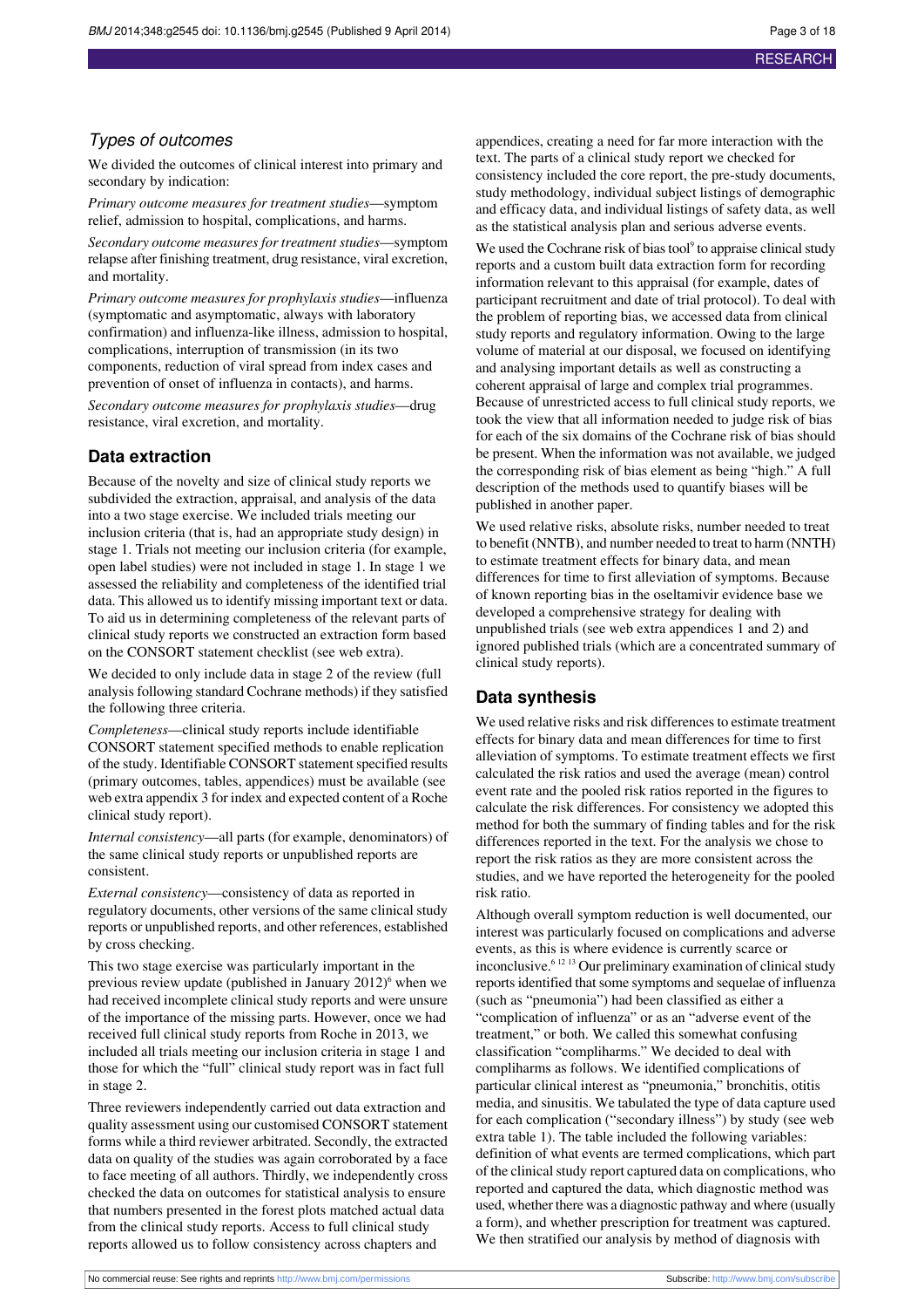### Types of outcomes

We divided the outcomes of clinical interest into primary and secondary by indication:

*Primary outcome measures for treatment studies*—symptom relief, admission to hospital, complications, and harms.

*Secondary outcome measures for treatment studies*—symptom relapse after finishing treatment, drug resistance, viral excretion, and mortality.

*Primary outcome measures for prophylaxis studies*—influenza (symptomatic and asymptomatic, always with laboratory confirmation) and influenza-like illness, admission to hospital, complications, interruption of transmission (in its two components, reduction of viral spread from index cases and prevention of onset of influenza in contacts), and harms.

*Secondary outcome measures for prophylaxis studies*—drug resistance, viral excretion, and mortality.

## Data extraction

Because of the novelty and size of clinical study reports we subdivided the extraction, appraisal, and analysis of the data into a two stage exercise. We included trials meeting our inclusion criteria (that is, had an appropriate study design) in stage 1. Trials not meeting our inclusion criteria (for example, open label studies) were not included in stage 1. In stage 1 we assessed the reliability and completeness of the identified trial data. This allowed us to identify missing important text or data. To aid us in determining completeness of the relevant parts of clinical study reports we constructed an extraction form based on the CONSORT statement checklist (see web extra).

We decided to only include data in stage 2 of the review (full analysis following standard Cochrane methods) if they satisfied the following three criteria.

*Completeness*—clinical study reports include identifiable CONSORT statement specified methods to enable replication of the study. Identifiable CONSORT statement specified results (primary outcomes, tables, appendices) must be available (see web extra appendix 3 for index and expected content of a Roche clinical study report).

*Internal consistency*—all parts (for example, denominators) of the same clinical study reports or unpublished reports are consistent.

*External consistency*—consistency of data as reported in regulatory documents, other versions of the same clinical study reports or unpublished reports, and other references, established by cross checking.

This two stage exercise was particularly important in the previous review update (published in January 2012)[6] when we had received incomplete clinical study reports and were unsure of the importance of the missing parts. However, once we had received full clinical study reports from Roche in 2013, we included all trials meeting our inclusion criteria in stage 1 and those for which the "full" clinical study report was in fact full in stage 2.

Three reviewers independently carried out data extraction and quality assessment using our customised CONSORT statement forms while a third reviewer arbitrated. Secondly, the extracted data on quality of the studies was again corroborated by a face to face meeting of all authors. Thirdly, we independently cross checked the data on outcomes for statistical analysis to ensure that numbers presented in the forest plots matched actual data from the clinical study reports. Access to full clinical study reports allowed us to follow consistency across chapters and appendices, creating a need for far more interaction with the text. The parts of a clinical study report we checked for consistency included the core report, the pre-study documents, study methodology, individual subject listings of demographic and efficacy data, and individual listings of safety data, as well as the statistical analysis plan and serious adverse events.

We used the Cochrane risk of bias tool[9] to appraise clinical study reports and a custom built data extraction form for recording information relevant to this appraisal (for example, dates of participant recruitment and date of trial protocol). To deal with the problem of reporting bias, we accessed data from clinical study reports and regulatory information. Owing to the large volume of material at our disposal, we focused on identifying and analysing important details as well as constructing a coherent appraisal of large and complex trial programmes. Because of unrestricted access to full clinical study reports, we took the view that all information needed to judge risk of bias for each of the six domains of the Cochrane risk of bias should be present. When the information was not available, we judged the corresponding risk of bias element as being "high." A full description of the methods used to quantify biases will be published in another paper.

We used relative risks, absolute risks, number needed to treat to benefit (NNTB), and number needed to treat to harm (NNTH) to estimate treatment effects for binary data, and mean differences for time to first alleviation of symptoms. Because of known reporting bias in the oseltamivir evidence base we developed a comprehensive strategy for dealing with unpublished trials (see web extra appendices 1 and 2) and ignored published trials (which are a concentrated summary of clinical study reports).

## Data synthesis

We used relative risks and risk differences to estimate treatment effects for binary data and mean differences for time to first alleviation of symptoms. To estimate treatment effects we first calculated the risk ratios and used the average (mean) control event rate and the pooled risk ratios reported in the figures to calculate the risk differences. For consistency we adopted this method for both the summary of finding tables and for the risk differences reported in the text. For the analysis we chose to report the risk ratios as they are more consistent across the studies, and we have reported the heterogeneity for the pooled risk ratio.

Although overall symptom reduction is well documented, our interest was particularly focused on complications and adverse events, as this is where evidence is currently scarce or inconclusive.[6 12 13] Our preliminary examination of clinical study reports identified that some symptoms and sequelae of influenza (such as "pneumonia") had been classified as either a "complication of influenza" or as an "adverse event of the treatment," or both. We called this somewhat confusing classification "compliharms." We decided to deal with compliharms as follows. We identified complications of particular clinical interest as "pneumonia," bronchitis, otitis media, and sinusitis. We tabulated the type of data capture used for each complication ("secondary illness") by study (see web extra table 1). The table included the following variables: definition of what events are termed complications, which part of the clinical study report captured data on complications, who reported and captured the data, which diagnostic method was used, whether there was a diagnostic pathway and where (usually a form), and whether prescription for treatment was captured. We then stratified our analysis by method of diagnosis with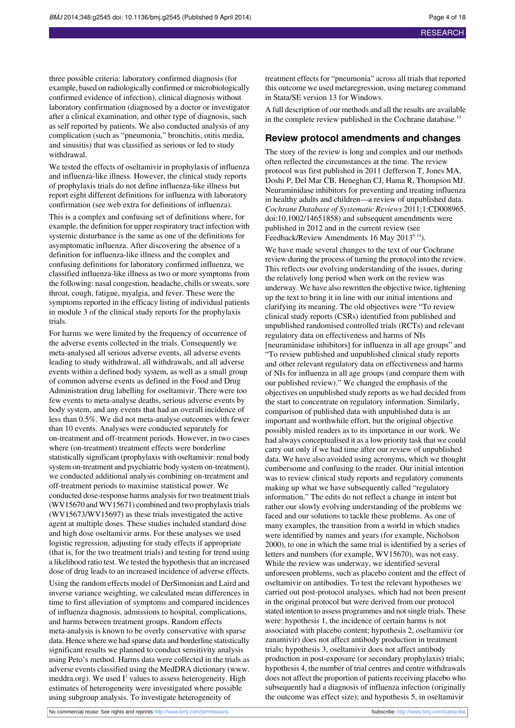three possible criteria: laboratory confirmed diagnosis (for example, based on radiologically confirmed or microbiologically confirmed evidence of infection), clinical diagnosis without laboratory confirmation (diagnosed by a doctor or investigator after a clinical examination, and other type of diagnosis, such as self reported by patients. We also conducted analysis of any complication (such as "pneumonia," bronchitis, otitis media, and sinusitis) that was classified as serious or led to study withdrawal.

We tested the effects of oseltamivir in prophylaxis of influenza and influenza-like illness. However, the clinical study reports of prophylaxis trials do not define influenza-like illness but report eight different definitions for influenza with laboratory confirmation (see web extra for definitions of influenza).

This is a complex and confusing set of definitions where, for example, the definition for upper respiratory tract infection with systemic disturbance is the same as one of the definitions for asymptomatic influenza. After discovering the absence of a definition for influenza-like illness and the complex and confusing definitions for laboratory confirmed influenza, we classified influenza-like illness as two or more symptoms from the following: nasal congestion, headache, chills or sweats, sore throat, cough, fatigue, myalgia, and fever. These were the symptoms reported in the efficacy listing of individual patients in module 3 of the clinical study reports for the prophylaxis trials.

For harms we were limited by the frequency of occurrence of the adverse events collected in the trials. Consequently we meta-analysed all serious adverse events, all adverse events leading to study withdrawal, all withdrawals, and all adverse events within a defined body system, as well as a small group of common adverse events as defined in the Food and Drug Administration drug labelling for oseltamivir. There were too few events to meta-analyse deaths, serious adverse events by body system, and any events that had an overall incidence of less than 0.5%. We did not meta-analyse outcomes with fewer than 10 events. Analyses were conducted separately for on-treatment and off-treatment periods. However, in two cases where (on-treatment) treatment effects were borderline statistically significant (prophylaxis with oseltamivir: renal body system on-treatment and psychiatric body system on-treatment), we conducted additional analysis combining on-treatment and off-treatment periods to maximise statistical power. We conducted dose-response harms analysis for two treatment trials (WV15670 and WV15671) combined and two prophylaxis trials (WV15673/WV15697) as these trials investigated the active agent at multiple doses. These studies included standard dose and high dose oseltamivir arms. For these analyses we used logistic regression, adjusting for study effects if appropriate (that is, for the two treatment trials) and testing for trend using a likelihood ratio test. We tested the hypothesis that an increased dose of drug leads to an increased incidence of adverse effects.

Using the random effects model of DerSimonian and Laird and inverse variance weighting, we calculated mean differences in time to first alleviation of symptoms and compared incidences of influenza diagnosis, admissions to hospital, complications, and harms between treatment groups. Random effects meta-analysis is known to be overly conservative with sparse data. Hence where we had sparse data and borderline statistically significant results we planned to conduct sensitivity analysis using Peto's method. Harms data were collected in the trials as adverse events classified using the MedDRA dictionary (www.meddra.org). We used $I^2$ values to assess heterogeneity. High estimates of heterogeneity were investigated where possible using subgroup analysis. To investigate heterogeneity of treatment effects for "pneumonia" across all trials that reported this outcome we used metaregression, using metareg command in Stata/SE version 13 for Windows.

A full description of our methods and all the results are available in the complete review published in the Cochrane database.[14]

## Review protocol amendments and changes

The story of the review is long and complex and our methods often reflected the circumstances at the time. The review protocol was first published in 2011 (Jefferson T, Jones MA, Doshi P, Del Mar CB, Heneghan CJ, Hama R, Thompson MJ. Neuraminidase inhibitors for preventing and treating influenza in healthy adults and children—a review of unpublished data. *Cochrane Database of Systematic Reviews* 2011;1:CD008965. doi:10.1002/14651858) and subsequent amendments were published in 2012 and in the current review (see Feedback/Review Amendments 16 May 2013[6 14]).

We have made several changes to the text of our Cochrane review during the process of turning the protocol into the review. This reflects our evolving understanding of the issues, during the relatively long period when work on the review was underway. We have also rewritten the objective twice, tightening up the text to bring it in line with our initial intentions and clarifying its meaning. The old objectives were "To review clinical study reports (CSRs) identified from published and unpublished randomised controlled trials (RCTs) and relevant regulatory data on effectiveness and harms of NIs [neuraminidase inhibitors] for influenza in all age groups" and "To review published and unpublished clinical study reports and other relevant regulatory data on effectiveness and harms of NIs for influenza in all age groups (and compare them with our published review)." We changed the emphasis of the objectives on unpublished study reports as we had decided from the start to concentrate on regulatory information. Similarly, comparison of published data with unpublished data is an important and worthwhile effort, but the original objective possibly misled readers as to its importance in our work. We had always conceptualised it as a low priority task that we could carry out only if we had time after our review of unpublished data. We have also avoided using acronyms, which we thought cumbersome and confusing to the reader. Our initial intention was to review clinical study reports and regulatory comments making up what we have subsequently called "regulatory information." The edits do not reflect a change in intent but rather our slowly evolving understanding of the problems we faced and our solutions to tackle these problems. As one of many examples, the transition from a world in which studies were identified by names and years (for example, Nicholson 2000), to one in which the same trial is identified by a series of letters and numbers (for example, WV15670), was not easy. While the review was underway, we identified several unforeseen problems, such as placebo content and the effect of oseltamivir on antibodies. To test the relevant hypotheses we carried out post-protocol analyses, which had not been present in the original protocol but were derived from our protocol stated intention to assess programmes and not single trials. These were: hypothesis 1, the incidence of certain harms is not associated with placebo content; hypothesis 2, oseltamivir (or zanamivir) does not affect antibody production in treatment trials; hypothesis 3, oseltamivir does not affect antibody production in post-exposure (or secondary prophylaxis) trials; hypothesis 4, the number of trial centres and centre withdrawals does not affect the proportion of patients receiving placebo who subsequently had a diagnosis of influenza infection (originally the outcome was effect size); and hypothesis 5, in oseltamivir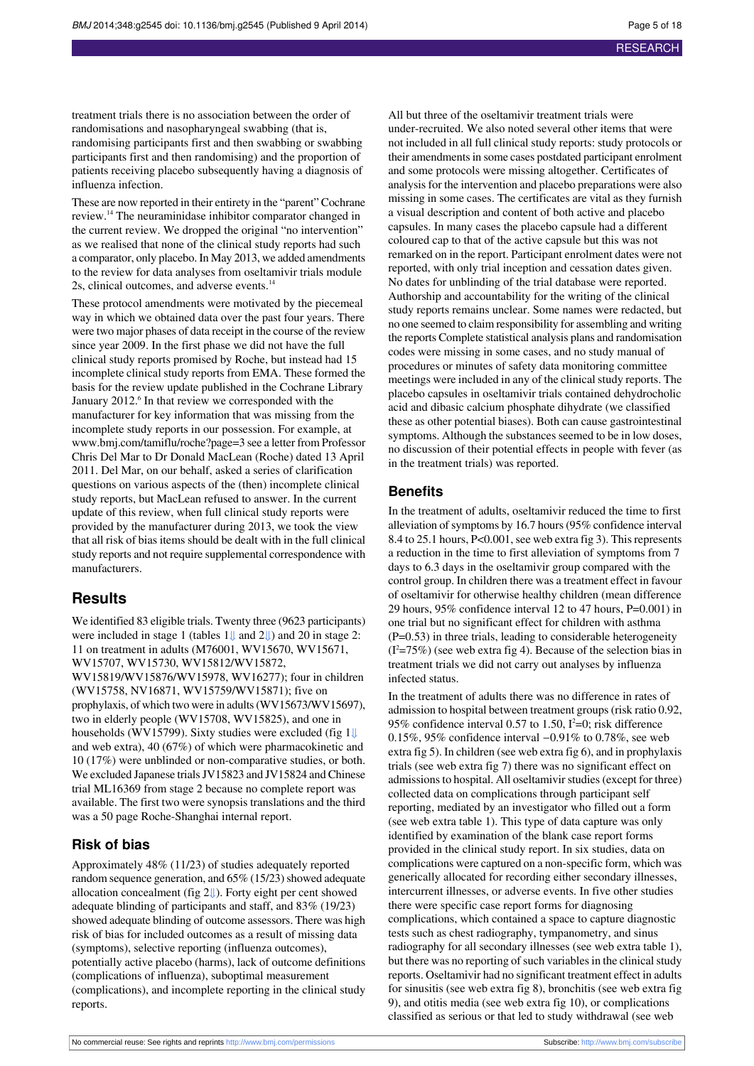treatment trials there is no association between the order of randomisations and nasopharyngeal swabbing (that is, randomising participants first and then swabbing or swabbing participants first and then randomising) and the proportion of patients receiving placebo subsequently having a diagnosis of influenza infection.

These are now reported in their entirety in the "parent" Cochrane review.[14] The neuraminidase inhibitor comparator changed in the current review. We dropped the original "no intervention" as we realised that none of the clinical study reports had such a comparator, only placebo. In May 2013, we added amendments to the review for data analyses from oseltamivir trials module 2s, clinical outcomes, and adverse events.[14]

These protocol amendments were motivated by the piecemeal way in which we obtained data over the past four years. There were two major phases of data receipt in the course of the review since year 2009. In the first phase we did not have the full clinical study reports promised by Roche, but instead had 15 incomplete clinical study reports from EMA. These formed the basis for the review update published in the Cochrane Library January 2012.[6] In that review we corresponded with the manufacturer for key information that was missing from the incomplete study reports in our possession. For example, at www.bmj.com/tamiflu/roche?page=3 see a letter from Professor Chris Del Mar to Dr Donald MacLean (Roche) dated 13 April 2011. Del Mar, on our behalf, asked a series of clarification questions on various aspects of the (then) incomplete clinical study reports, but MacLean refused to answer. In the current update of this review, when full clinical study reports were provided by the manufacturer during 2013, we took the view that all risk of bias items should be dealt with in the full clinical study reports and not require supplemental correspondence with manufacturers.

## Results

We identified 83 eligible trials. Twenty three (9623 participants) were included in stage 1 (tables 1⇓ and 2⇓) and 20 in stage 2: 11 on treatment in adults (M76001, WV15670, WV15671, WV15707, WV15730, WV15812/WV15872, WV15819/WV15876/WV15978, WV16277); four in children (WV15758, NV16871, WV15759/WV15871); five on prophylaxis, of which two were in adults (WV15673/WV15697), two in elderly people (WV15708, WV15825), and one in households (WV15799). Sixty studies were excluded (fig 1⇓ and web extra), 40 (67%) of which were pharmacokinetic and 10 (17%) were unblinded or non-comparative studies, or both. We excluded Japanese trials JV15823 and JV15824 and Chinese trial ML16369 from stage 2 because no complete report was available. The first two were synopsis translations and the third was a 50 page Roche-Shanghai internal report.

### Risk of bias

Approximately 48% (11/23) of studies adequately reported random sequence generation, and 65% (15/23) showed adequate allocation concealment (fig 2⇓). Forty eight per cent showed adequate blinding of participants and staff, and 83% (19/23) showed adequate blinding of outcome assessors. There was high risk of bias for included outcomes as a result of missing data (symptoms), selective reporting (influenza outcomes), potentially active placebo (harms), lack of outcome definitions (complications of influenza), suboptimal measurement (complications), and incomplete reporting in the clinical study reports.

All but three of the oseltamivir treatment trials were under-recruited. We also noted several other items that were not included in all full clinical study reports: study protocols or their amendments in some cases postdated participant enrolment and some protocols were missing altogether. Certificates of analysis for the intervention and placebo preparations were also missing in some cases. The certificates are vital as they furnish a visual description and content of both active and placebo capsules. In many cases the placebo capsule had a different coloured cap to that of the active capsule but this was not remarked on in the report. Participant enrolment dates were not reported, with only trial inception and cessation dates given. No dates for unblinding of the trial database were reported. Authorship and accountability for the writing of the clinical study reports remains unclear. Some names were redacted, but no one seemed to claim responsibility for assembling and writing the reports Complete statistical analysis plans and randomisation codes were missing in some cases, and no study manual of procedures or minutes of safety data monitoring committee meetings were included in any of the clinical study reports. The placebo capsules in oseltamivir trials contained dehydrocholic acid and dibasic calcium phosphate dihydrate (we classified these as other potential biases). Both can cause gastrointestinal symptoms. Although the substances seemed to be in low doses, no discussion of their potential effects in people with fever (as in the treatment trials) was reported.

### Benefits

In the treatment of adults, oseltamivir reduced the time to first alleviation of symptoms by 16.7 hours (95% confidence interval 8.4 to 25.1 hours, P<0.001, see web extra fig 3). This represents a reduction in the time to first alleviation of symptoms from 7 days to 6.3 days in the oseltamivir group compared with the control group. In children there was a treatment effect in favour of oseltamivir for otherwise healthy children (mean difference 29 hours, 95% confidence interval 12 to 47 hours, P=0.001) in one trial but no significant effect for children with asthma (P=0.53) in three trials, leading to considerable heterogeneity ($I^2$=75%) (see web extra fig 4). Because of the selection bias in treatment trials we did not carry out analyses by influenza infected status.

In the treatment of adults there was no difference in rates of admission to hospital between treatment groups (risk ratio 0.92, 95% confidence interval 0.57 to 1.50, $I^2$=0; risk difference 0.15%, 95% confidence interval −0.91% to 0.78%, see web extra fig 5). In children (see web extra fig 6), and in prophylaxis trials (see web extra fig 7) there was no significant effect on admissions to hospital. All oseltamivir studies (except for three) collected data on complications through participant self reporting, mediated by an investigator who filled out a form (see web extra table 1). This type of data capture was only identified by examination of the blank case report forms provided in the clinical study report. In six studies, data on complications were captured on a non-specific form, which was generically allocated for recording either secondary illnesses, intercurrent illnesses, or adverse events. In five other studies there were specific case report forms for diagnosing complications, which contained a space to capture diagnostic tests such as chest radiography, tympanometry, and sinus radiography for all secondary illnesses (see web extra table 1), but there was no reporting of such variables in the clinical study reports. Oseltamivir had no significant treatment effect in adults for sinusitis (see web extra fig 8), bronchitis (see web extra fig 9), and otitis media (see web extra fig 10), or complications classified as serious or that led to study withdrawal (see web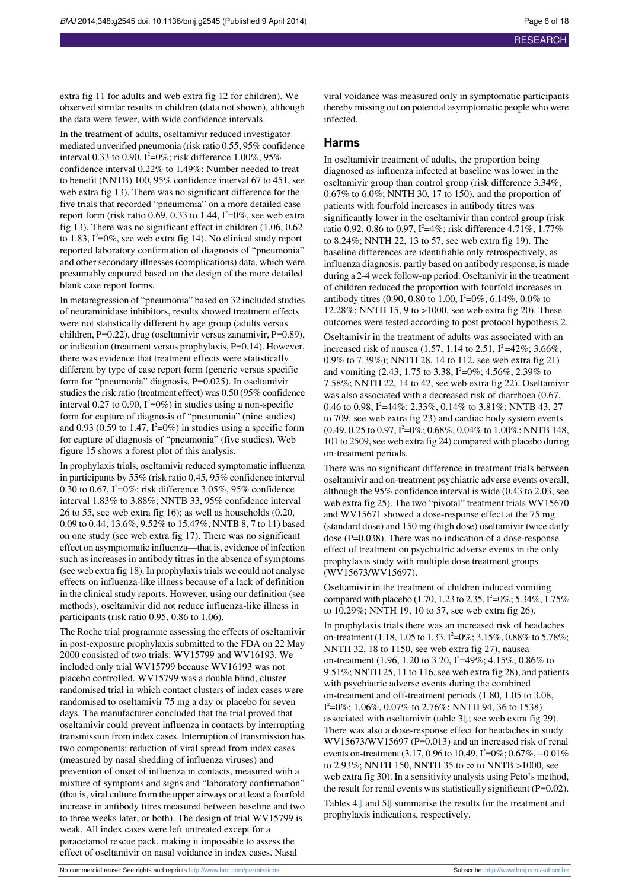extra fig 11 for adults and web extra fig 12 for children). We observed similar results in children (data not shown), although the data were fewer, with wide confidence intervals.

In the treatment of adults, oseltamivir reduced investigator mediated unverified pneumonia (risk ratio 0.55, 95% confidence interval 0.33 to 0.90, $I^2$=0%; risk difference 1.00%, 95% confidence interval 0.22% to 1.49%; Number needed to treat to benefit (NNTB) 100, 95% confidence interval 67 to 451, see web extra fig 13). There was no significant difference for the five trials that recorded "pneumonia" on a more detailed case report form (risk ratio 0.69, 0.33 to 1.44, $I^2$=0%, see web extra fig 13). There was no significant effect in children (1.06, 0.62 to 1.83, $I^2$=0%, see web extra fig 14). No clinical study report reported laboratory confirmation of diagnosis of "pneumonia" and other secondary illnesses (complications) data, which were presumably captured based on the design of the more detailed blank case report forms.

In metaregression of "pneumonia" based on 32 included studies of neuraminidase inhibitors, results showed treatment effects were not statistically different by age group (adults versus children, P=0.22), drug (oseltamivir versus zanamivir, P=0.89), or indication (treatment versus prophylaxis, P=0.14). However, there was evidence that treatment effects were statistically different by type of case report form (generic versus specific form for "pneumonia" diagnosis, P=0.025). In oseltamivir studies the risk ratio (treatment effect) was 0.50 (95% confidence interval 0.27 to 0.90, $I^2$=0%) in studies using a non-specific form for capture of diagnosis of "pneumonia" (nine studies) and 0.93 (0.59 to 1.47, $I^2$=0%) in studies using a specific form for capture of diagnosis of "pneumonia" (five studies). Web figure 15 shows a forest plot of this analysis.

In prophylaxis trials, oseltamivir reduced symptomatic influenza in participants by 55% (risk ratio 0.45, 95% confidence interval 0.30 to 0.67, $I^2$=0%; risk difference 3.05%, 95% confidence interval 1.83% to 3.88%; NNTB 33, 95% confidence interval 26 to 55, see web extra fig 16); as well as households (0.20, 0.09 to 0.44; 13.6%, 9.52% to 15.47%; NNTB 8, 7 to 11) based on one study (see web extra fig 17). There was no significant effect on asymptomatic influenza—that is, evidence of infection such as increases in antibody titres in the absence of symptoms (see web extra fig 18). In prophylaxis trials we could not analyse effects on influenza-like illness because of a lack of definition in the clinical study reports. However, using our definition (see methods), oseltamivir did not reduce influenza-like illness in participants (risk ratio 0.95, 0.86 to 1.06).

The Roche trial programme assessing the effects of oseltamivir in post-exposure prophylaxis submitted to the FDA on 22 May 2000 consisted of two trials: WV15799 and WV16193. We included only trial WV15799 because WV16193 was not placebo controlled. WV15799 was a double blind, cluster randomised trial in which contact clusters of index cases were randomised to oseltamivir 75 mg a day or placebo for seven days. The manufacturer concluded that the trial proved that oseltamivir could prevent influenza in contacts by interrupting transmission from index cases. Interruption of transmission has two components: reduction of viral spread from index cases (measured by nasal shedding of influenza viruses) and prevention of onset of influenza in contacts, measured with a mixture of symptoms and signs and "laboratory confirmation" (that is, viral culture from the upper airways or at least a fourfold increase in antibody titres measured between baseline and two to three weeks later, or both). The design of trial WV15799 is weak. All index cases were left untreated except for a paracetamol rescue pack, making it impossible to assess the effect of oseltamivir on nasal voidance in index cases. Nasal viral voidance was measured only in symptomatic participants thereby missing out on potential asymptomatic people who were infected.

## Harms

In oseltamivir treatment of adults, the proportion being diagnosed as influenza infected at baseline was lower in the oseltamivir group than control group (risk difference 3.34%, 0.67% to 6.0%; NNTH 30, 17 to 150), and the proportion of patients with fourfold increases in antibody titres was significantly lower in the oseltamivir than control group (risk ratio 0.92, 0.86 to 0.97, $I^2$=4%; risk difference 4.71%, 1.77% to 8.24%; NNTH 22, 13 to 57, see web extra fig 19). The baseline differences are identifiable only retrospectively, as influenza diagnosis, partly based on antibody response, is made during a 2-4 week follow-up period. Oseltamivir in the treatment of children reduced the proportion with fourfold increases in antibody titres (0.90, 0.80 to 1.00, $I^2$=0%; 6.14%, 0.0% to 12.28%; NNTH 15, 9 to >1000, see web extra fig 20). These outcomes were tested according to post protocol hypothesis 2.

Oseltamivir in the treatment of adults was associated with an increased risk of nausea (1.57, 1.14 to 2.51, $I^2$=42%; 3.66%, 0.9% to 7.39%); NNTH 28, 14 to 112, see web extra fig 21) and vomiting (2.43, 1.75 to 3.38, $I^2$=0%; 4.56%, 2.39% to 7.58%; NNTH 22, 14 to 42, see web extra fig 22). Oseltamivir was also associated with a decreased risk of diarrhoea (0.67, 0.46 to 0.98, $I^2$=44%; 2.33%, 0.14% to 3.81%; NNTB 43, 27 to 709, see web extra fig 23) and cardiac body system events (0.49, 0.25 to 0.97, $I^2$=0%; 0.68%, 0.04% to 1.00%; NNTB 148, 101 to 2509, see web extra fig 24) compared with placebo during on-treatment periods.

There was no significant difference in treatment trials between oseltamivir and on-treatment psychiatric adverse events overall, although the 95% confidence interval is wide (0.43 to 2.03, see web extra fig 25). The two "pivotal" treatment trials WV15670 and WV15671 showed a dose-response effect at the 75 mg (standard dose) and 150 mg (high dose) oseltamivir twice daily dose (P=0.038). There was no indication of a dose-response effect of treatment on psychiatric adverse events in the only prophylaxis study with multiple dose treatment groups (WV15673/WV15697).

Oseltamivir in the treatment of children induced vomiting compared with placebo (1.70, 1.23 to 2.35, $I^2$=0%; 5.34%, 1.75% to 10.29%; NNTH 19, 10 to 57, see web extra fig 26).

In prophylaxis trials there was an increased risk of headaches on-treatment (1.18, 1.05 to 1.33, $I^2$=0%; 3.15%, 0.88% to 5.78%; NNTH 32, 18 to 1150, see web extra fig 27), nausea on-treatment (1.96, 1.20 to 3.20, $I^2$=49%; 4.15%, 0.86% to 9.51%; NNTH 25, 11 to 116, see web extra fig 28), and patients with psychiatric adverse events during the combined on-treatment and off-treatment periods (1.80, 1.05 to 3.08, $I^2$=0%; 1.06%, 0.07% to 2.76%; NNTH 94, 36 to 1538) associated with oseltamivir (table 3; see web extra fig 29). There was also a dose-response effect for headaches in study WV15673/WV15697 (P=0.013) and an increased risk of renal events on-treatment (3.17, 0.96 to 10.49, $I^2$=0%; 0.67%, −0.01% to 2.93%; NNTH 150, NNTH 35 to ∞ to NNTB >1000, see web extra fig 30). In a sensitivity analysis using Peto's method, the result for renal events was statistically significant (P=0.02).

Tables 4 and 5 summarise the results for the treatment and prophylaxis indications, respectively.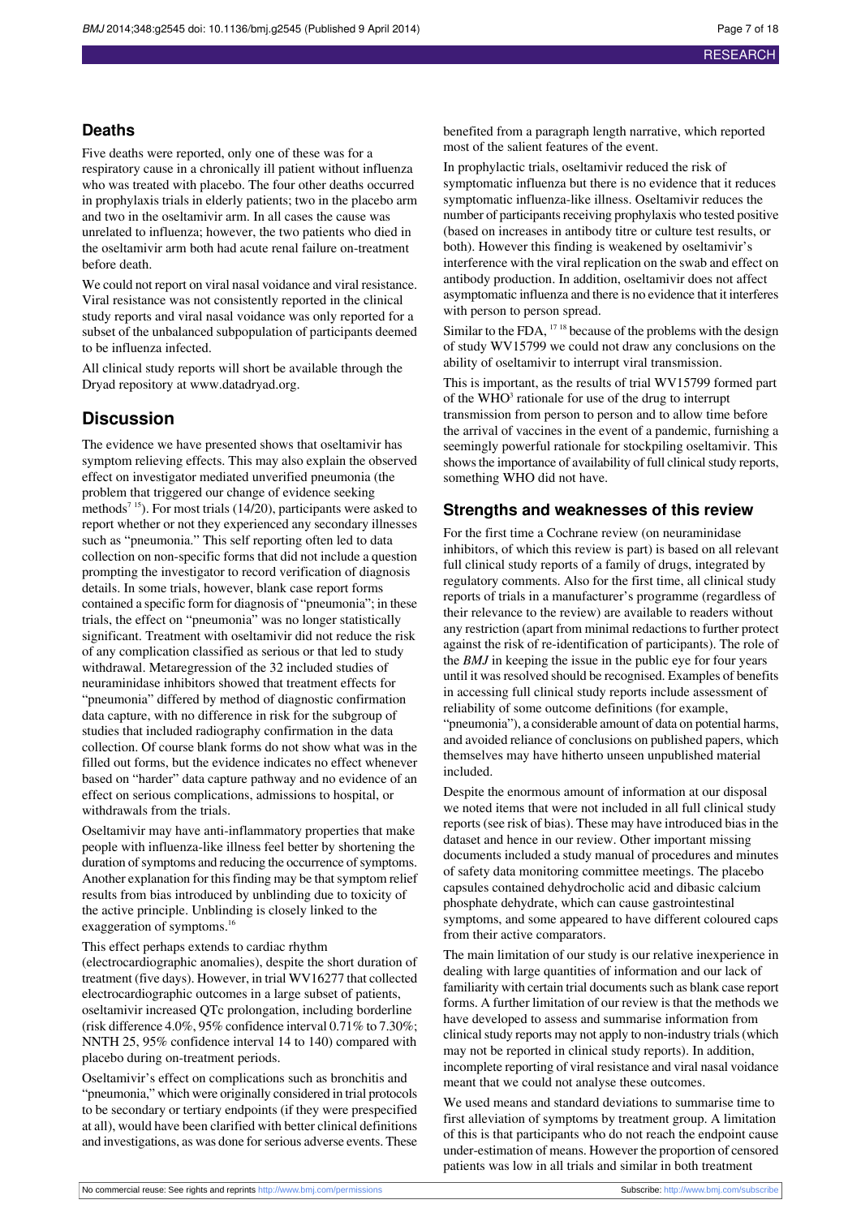## Deaths

Five deaths were reported, only one of these was for a respiratory cause in a chronically ill patient without influenza who was treated with placebo. The four other deaths occurred in prophylaxis trials in elderly patients; two in the placebo arm and two in the oseltamivir arm. In all cases the cause was unrelated to influenza; however, the two patients who died in the oseltamivir arm both had acute renal failure on-treatment before death.

We could not report on viral nasal voidance and viral resistance. Viral resistance was not consistently reported in the clinical study reports and viral nasal voidance was only reported for a subset of the unbalanced subpopulation of participants deemed to be influenza infected.

All clinical study reports will short be available through the Dryad repository at www.datadryad.org.

# Discussion

The evidence we have presented shows that oseltamivir has symptom relieving effects. This may also explain the observed effect on investigator mediated unverified pneumonia (the problem that triggered our change of evidence seeking methods[7 15]). For most trials (14/20), participants were asked to report whether or not they experienced any secondary illnesses such as "pneumonia." This self reporting often led to data collection on non-specific forms that did not include a question prompting the investigator to record verification of diagnosis details. In some trials, however, blank case report forms contained a specific form for diagnosis of "pneumonia"; in these trials, the effect on "pneumonia" was no longer statistically significant. Treatment with oseltamivir did not reduce the risk of any complication classified as serious or that led to study withdrawal. Metaregression of the 32 included studies of neuraminidase inhibitors showed that treatment effects for "pneumonia" differed by method of diagnostic confirmation data capture, with no difference in risk for the subgroup of studies that included radiography confirmation in the data collection. Of course blank forms do not show what was in the filled out forms, but the evidence indicates no effect whenever based on "harder" data capture pathway and no evidence of an effect on serious complications, admissions to hospital, or withdrawals from the trials.

Oseltamivir may have anti-inflammatory properties that make people with influenza-like illness feel better by shortening the duration of symptoms and reducing the occurrence of symptoms. Another explanation for this finding may be that symptom relief results from bias introduced by unblinding due to toxicity of the active principle. Unblinding is closely linked to the exaggeration of symptoms.[16]

This effect perhaps extends to cardiac rhythm (electrocardiographic anomalies), despite the short duration of treatment (five days). However, in trial WV16277 that collected electrocardiographic outcomes in a large subset of patients, oseltamivir increased QTc prolongation, including borderline (risk difference 4.0%, 95% confidence interval 0.71% to 7.30%; NNTH 25, 95% confidence interval 14 to 140) compared with placebo during on-treatment periods.

Oseltamivir's effect on complications such as bronchitis and "pneumonia," which were originally considered in trial protocols to be secondary or tertiary endpoints (if they were prespecified at all), would have been clarified with better clinical definitions and investigations, as was done for serious adverse events. These benefited from a paragraph length narrative, which reported most of the salient features of the event.

In prophylactic trials, oseltamivir reduced the risk of symptomatic influenza but there is no evidence that it reduces symptomatic influenza-like illness. Oseltamivir reduces the number of participants receiving prophylaxis who tested positive (based on increases in antibody titre or culture test results, or both). However this finding is weakened by oseltamivir's interference with the viral replication on the swab and effect on antibody production. In addition, oseltamivir does not affect asymptomatic influenza and there is no evidence that it interferes with person to person spread.

Similar to the FDA,[17 18] because of the problems with the design of study WV15799 we could not draw any conclusions on the ability of oseltamivir to interrupt viral transmission.

This is important, as the results of trial WV15799 formed part of the WHO[3] rationale for use of the drug to interrupt transmission from person to person and to allow time before the arrival of vaccines in the event of a pandemic, furnishing a seemingly powerful rationale for stockpiling oseltamivir. This shows the importance of availability of full clinical study reports, something WHO did not have.

## Strengths and weaknesses of this review

For the first time a Cochrane review (on neuraminidase inhibitors, of which this review is part) is based on all relevant full clinical study reports of a family of drugs, integrated by regulatory comments. Also for the first time, all clinical study reports of trials in a manufacturer's programme (regardless of their relevance to the review) are available to readers without any restriction (apart from minimal redactions to further protect against the risk of re-identification of participants). The role of the *BMJ* in keeping the issue in the public eye for four years until it was resolved should be recognised. Examples of benefits in accessing full clinical study reports include assessment of reliability of some outcome definitions (for example, "pneumonia"), a considerable amount of data on potential harms, and avoided reliance of conclusions on published papers, which themselves may have hitherto unseen unpublished material included.

Despite the enormous amount of information at our disposal we noted items that were not included in all full clinical study reports (see risk of bias). These may have introduced bias in the dataset and hence in our review. Other important missing documents included a study manual of procedures and minutes of safety data monitoring committee meetings. The placebo capsules contained dehydrocholic acid and dibasic calcium phosphate dehydrate, which can cause gastrointestinal symptoms, and some appeared to have different coloured caps from their active comparators.

The main limitation of our study is our relative inexperience in dealing with large quantities of information and our lack of familiarity with certain trial documents such as blank case report forms. A further limitation of our review is that the methods we have developed to assess and summarise information from clinical study reports may not apply to non-industry trials (which may not be reported in clinical study reports). In addition, incomplete reporting of viral resistance and viral nasal voidance meant that we could not analyse these outcomes.

We used means and standard deviations to summarise time to first alleviation of symptoms by treatment group. A limitation of this is that participants who do not reach the endpoint cause under-estimation of means. However the proportion of censored patients was low in all trials and similar in both treatment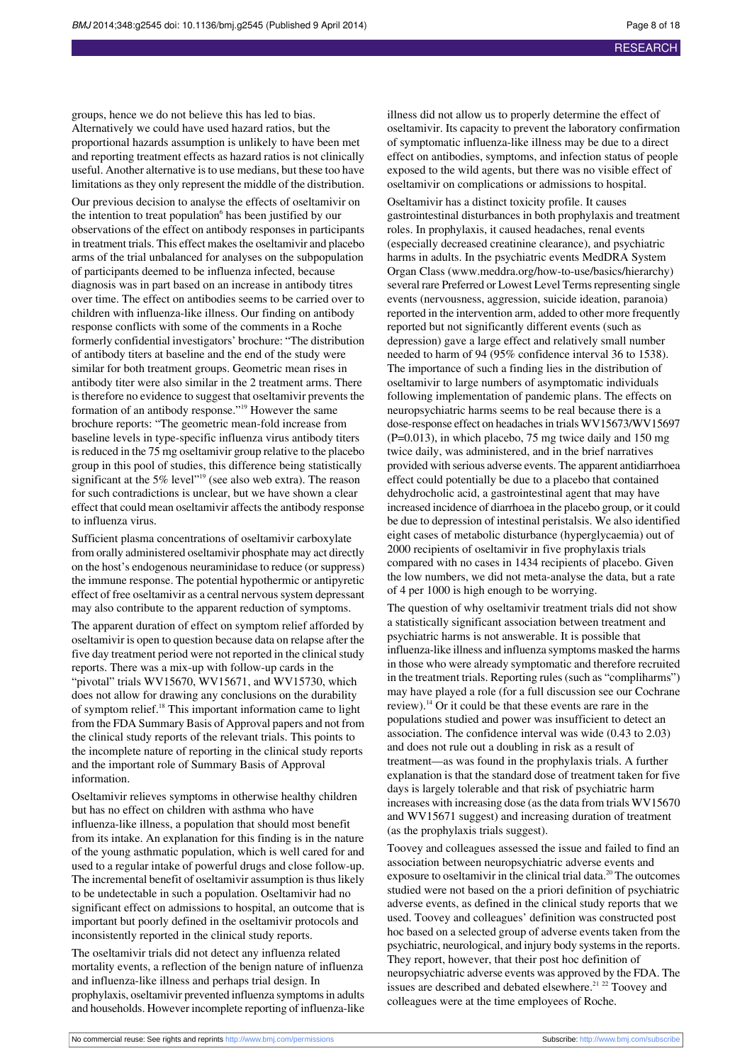groups, hence we do not believe this has led to bias. Alternatively we could have used hazard ratios, but the proportional hazards assumption is unlikely to have been met and reporting treatment effects as hazard ratios is not clinically useful. Another alternative is to use medians, but these too have limitations as they only represent the middle of the distribution.

Our previous decision to analyse the effects of oseltamivir on the intention to treat population[6] has been justified by our observations of the effect on antibody responses in participants in treatment trials. This effect makes the oseltamivir and placebo arms of the trial unbalanced for analyses on the subpopulation of participants deemed to be influenza infected, because diagnosis was in part based on an increase in antibody titres over time. The effect on antibodies seems to be carried over to children with influenza-like illness. Our finding on antibody response conflicts with some of the comments in a Roche formerly confidential investigators' brochure: "The distribution of antibody titers at baseline and the end of the study were similar for both treatment groups. Geometric mean rises in antibody titer were also similar in the 2 treatment arms. There is therefore no evidence to suggest that oseltamivir prevents the formation of an antibody response."[19] However the same brochure reports: "The geometric mean-fold increase from baseline levels in type-specific influenza virus antibody titers is reduced in the 75 mg oseltamivir group relative to the placebo group in this pool of studies, this difference being statistically significant at the 5% level"[19] (see also web extra). The reason for such contradictions is unclear, but we have shown a clear effect that could mean oseltamivir affects the antibody response to influenza virus.

Sufficient plasma concentrations of oseltamivir carboxylate from orally administered oseltamivir phosphate may act directly on the host's endogenous neuraminidase to reduce (or suppress) the immune response. The potential hypothermic or antipyretic effect of free oseltamivir as a central nervous system depressant may also contribute to the apparent reduction of symptoms.

The apparent duration of effect on symptom relief afforded by oseltamivir is open to question because data on relapse after the five day treatment period were not reported in the clinical study reports. There was a mix-up with follow-up cards in the "pivotal" trials WV15670, WV15671, and WV15730, which does not allow for drawing any conclusions on the durability of symptom relief.[18] This important information came to light from the FDA Summary Basis of Approval papers and not from the clinical study reports of the relevant trials. This points to the incomplete nature of reporting in the clinical study reports and the important role of Summary Basis of Approval information.

Oseltamivir relieves symptoms in otherwise healthy children but has no effect on children with asthma who have influenza-like illness, a population that should most benefit from its intake. An explanation for this finding is in the nature of the young asthmatic population, which is well cared for and used to a regular intake of powerful drugs and close follow-up. The incremental benefit of oseltamivir assumption is thus likely to be undetectable in such a population. Oseltamivir had no significant effect on admissions to hospital, an outcome that is important but poorly defined in the oseltamivir protocols and inconsistently reported in the clinical study reports.

The oseltamivir trials did not detect any influenza related mortality events, a reflection of the benign nature of influenza and influenza-like illness and perhaps trial design. In prophylaxis, oseltamivir prevented influenza symptoms in adults and households. However incomplete reporting of influenza-like illness did not allow us to properly determine the effect of oseltamivir. Its capacity to prevent the laboratory confirmation of symptomatic influenza-like illness may be due to a direct effect on antibodies, symptoms, and infection status of people exposed to the wild agents, but there was no visible effect of oseltamivir on complications or admissions to hospital.

Oseltamivir has a distinct toxicity profile. It causes gastrointestinal disturbances in both prophylaxis and treatment roles. In prophylaxis, it caused headaches, renal events (especially decreased creatinine clearance), and psychiatric harms in adults. In the psychiatric events MedDRA System Organ Class (www.meddra.org/how-to-use/basics/hierarchy) several rare Preferred or Lowest Level Terms representing single events (nervousness, aggression, suicide ideation, paranoia) reported in the intervention arm, added to other more frequently reported but not significantly different events (such as depression) gave a large effect and relatively small number needed to harm of 94 (95% confidence interval 36 to 1538). The importance of such a finding lies in the distribution of oseltamivir to large numbers of asymptomatic individuals following implementation of pandemic plans. The effects on neuropsychiatric harms seems to be real because there is a dose-response effect on headaches in trials WV15673/WV15697 (P=0.013), in which placebo, 75 mg twice daily and 150 mg twice daily, was administered, and in the brief narratives provided with serious adverse events. The apparent antidiarrhoea effect could potentially be due to a placebo that contained dehydrocholic acid, a gastrointestinal agent that may have increased incidence of diarrhoea in the placebo group, or it could be due to depression of intestinal peristalsis. We also identified eight cases of metabolic disturbance (hyperglycaemia) out of 2000 recipients of oseltamivir in five prophylaxis trials compared with no cases in 1434 recipients of placebo. Given the low numbers, we did not meta-analyse the data, but a rate of 4 per 1000 is high enough to be worrying.

The question of why oseltamivir treatment trials did not show a statistically significant association between treatment and psychiatric harms is not answerable. It is possible that influenza-like illness and influenza symptoms masked the harms in those who were already symptomatic and therefore recruited in the treatment trials. Reporting rules (such as "compliharms") may have played a role (for a full discussion see our Cochrane review).[14] Or it could be that these events are rare in the populations studied and power was insufficient to detect an association. The confidence interval was wide (0.43 to 2.03) and does not rule out a doubling in risk as a result of treatment—as was found in the prophylaxis trials. A further explanation is that the standard dose of treatment taken for five days is largely tolerable and that risk of psychiatric harm increases with increasing dose (as the data from trials WV15670 and WV15671 suggest) and increasing duration of treatment (as the prophylaxis trials suggest).

Toovey and colleagues assessed the issue and failed to find an association between neuropsychiatric adverse events and exposure to oseltamivir in the clinical trial data.[20] The outcomes studied were not based on the a priori definition of psychiatric adverse events, as defined in the clinical study reports that we used. Toovey and colleagues' definition was constructed post hoc based on a selected group of adverse events taken from the psychiatric, neurological, and injury body systems in the reports. They report, however, that their post hoc definition of neuropsychiatric adverse events was approved by the FDA. The issues are described and debated elsewhere.[21 22] Toovey and colleagues were at the time employees of Roche.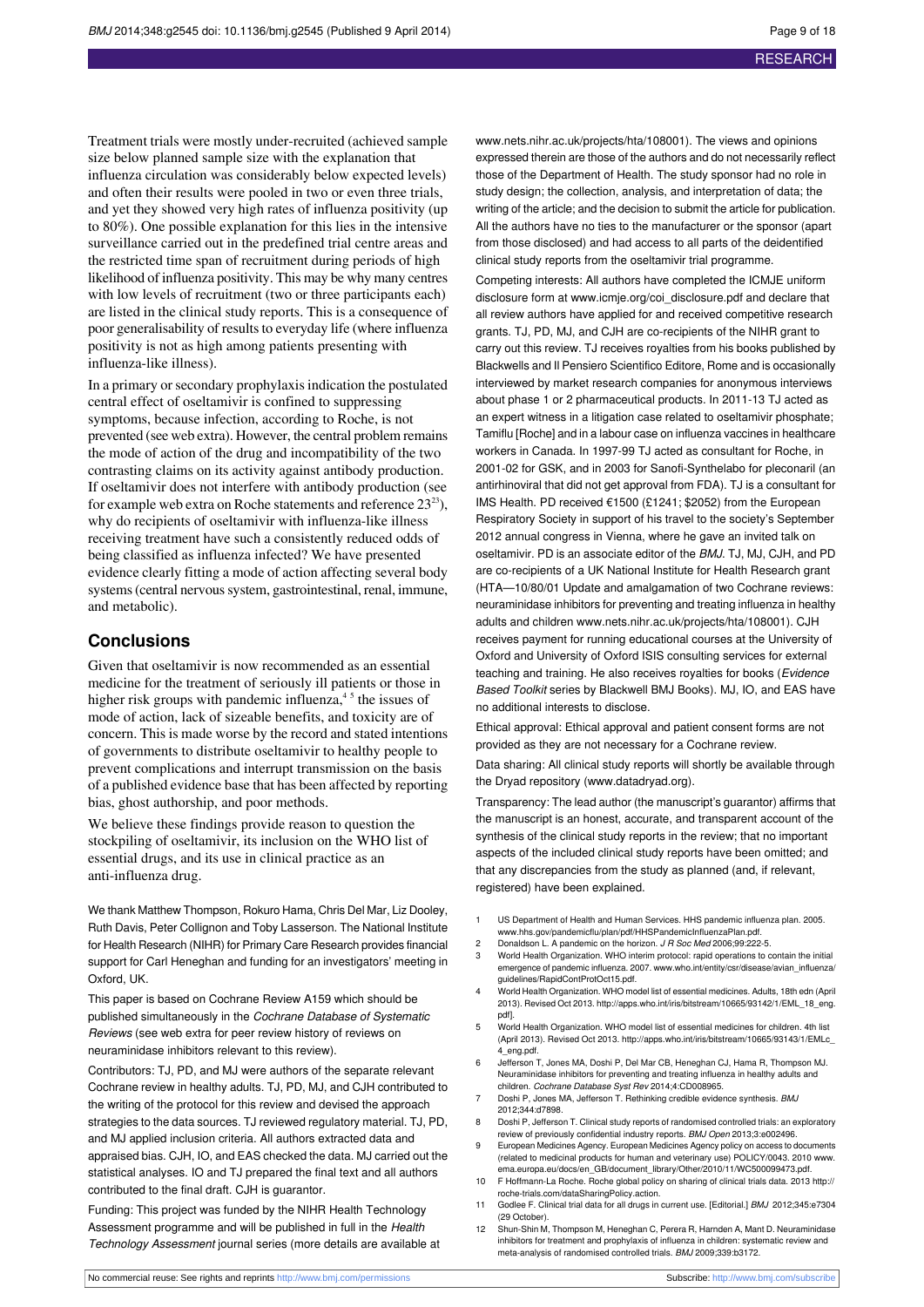Treatment trials were mostly under-recruited (achieved sample size below planned sample size with the explanation that influenza circulation was considerably below expected levels) and often their results were pooled in two or even three trials, and yet they showed very high rates of influenza positivity (up to 80%). One possible explanation for this lies in the intensive surveillance carried out in the predefined trial centre areas and the restricted time span of recruitment during periods of high likelihood of influenza positivity. This may be why many centres with low levels of recruitment (two or three participants each) are listed in the clinical study reports. This is a consequence of poor generalisability of results to everyday life (where influenza positivity is not as high among patients presenting with influenza-like illness).

In a primary or secondary prophylaxis indication the postulated central effect of oseltamivir is confined to suppressing symptoms, because infection, according to Roche, is not prevented (see web extra). However, the central problem remains the mode of action of the drug and incompatibility of the two contrasting claims on its activity against antibody production. If oseltamivir does not interfere with antibody production (see for example web extra on Roche statements and reference 23[23]), why do recipients of oseltamivir with influenza-like illness receiving treatment have such a consistently reduced odds of being classified as influenza infected? We have presented evidence clearly fitting a mode of action affecting several body systems (central nervous system, gastrointestinal, renal, immune, and metabolic).

## Conclusions

Given that oseltamivir is now recommended as an essential medicine for the treatment of seriously ill patients or those in higher risk groups with pandemic influenza,[4 5] the issues of mode of action, lack of sizeable benefits, and toxicity are of concern. This is made worse by the record and stated intentions of governments to distribute oseltamivir to healthy people to prevent complications and interrupt transmission on the basis of a published evidence base that has been affected by reporting bias, ghost authorship, and poor methods.

We believe these findings provide reason to question the stockpiling of oseltamivir, its inclusion on the WHO list of essential drugs, and its use in clinical practice as an anti-influenza drug.

We thank Matthew Thompson, Rokuro Hama, Chris Del Mar, Liz Dooley, Ruth Davis, Peter Collignon and Toby Lasserson. The National Institute for Health Research (NIHR) for Primary Care Research provides financial support for Carl Heneghan and funding for an investigators' meeting in Oxford, UK.

This paper is based on Cochrane Review A159 which should be published simultaneously in the *Cochrane Database of Systematic Reviews* (see web extra for peer review history of reviews on neuraminidase inhibitors relevant to this review).

Contributors: TJ, PD, and MJ were authors of the separate relevant Cochrane review in healthy adults. TJ, PD, MJ, and CJH contributed to the writing of the protocol for this review and devised the approach strategies to the data sources. TJ reviewed regulatory material. TJ, PD, and MJ applied inclusion criteria. All authors extracted data and appraised bias. CJH, IO, and EAS checked the data. MJ carried out the statistical analyses. IO and TJ prepared the final text and all authors contributed to the final draft. CJH is guarantor.

Funding: This project was funded by the NIHR Health Technology Assessment programme and will be published in full in the *Health Technology Assessment* journal series (more details are available at www.nets.nihr.ac.uk/projects/hta/108001). The views and opinions expressed therein are those of the authors and do not necessarily reflect those of the Department of Health. The study sponsor had no role in study design; the collection, analysis, and interpretation of data; the writing of the article; and the decision to submit the article for publication. All the authors have no ties to the manufacturer or the sponsor (apart from those disclosed) and had access to all parts of the deidentified clinical study reports from the oseltamivir trial programme.

Competing interests: All authors have completed the ICMJE uniform disclosure form at www.icmje.org/coi_disclosure.pdf and declare that all review authors have applied for and received competitive research grants. TJ, PD, MJ, and CJH are co-recipients of the NIHR grant to carry out this review. TJ receives royalties from his books published by Blackwells and Il Pensiero Scientifico Editore, Rome and is occasionally interviewed by market research companies for anonymous interviews about phase 1 or 2 pharmaceutical products. In 2011-13 TJ acted as an expert witness in a litigation case related to oseltamivir phosphate; Tamiflu [Roche] and in a labour case on influenza vaccines in healthcare workers in Canada. In 1997-99 TJ acted as consultant for Roche, in 2001-02 for GSK, and in 2003 for Sanofi-Synthelabo for pleconaril (an antirhinoviral that did not get approval from FDA). TJ is a consultant for IMS Health. PD received €1500 (£1241; $2052) from the European Respiratory Society in support of his travel to the society's September 2012 annual congress in Vienna, where he gave an invited talk on oseltamivir. PD is an associate editor of the *BMJ*. TJ, MJ, CJH, and PD are co-recipients of a UK National Institute for Health Research grant (HTA—10/80/01 Update and amalgamation of two Cochrane reviews: neuraminidase inhibitors for preventing and treating influenza in healthy adults and children www.nets.nihr.ac.uk/projects/hta/108001). CJH receives payment for running educational courses at the University of Oxford and University of Oxford ISIS consulting services for external teaching and training. He also receives royalties for books (*Evidence Based Toolkit* series by Blackwell BMJ Books). MJ, IO, and EAS have no additional interests to disclose.

Ethical approval: Ethical approval and patient consent forms are not provided as they are not necessary for a Cochrane review.

Data sharing: All clinical study reports will shortly be available through the Dryad repository (www.datadryad.org).

Transparency: The lead author (the manuscript's guarantor) affirms that the manuscript is an honest, accurate, and transparent account of the synthesis of the clinical study reports in the review; that no important aspects of the included clinical study reports have been omitted; and that any discrepancies from the study as planned (and, if relevant, registered) have been explained.

1. US Department of Health and Human Services. HHS pandemic influenza plan. 2005. www.hhs.gov/pandemicflu/plan/pdf/HHSPandemicInfluenzaPlan.pdf.
2. Donaldson L. A pandemic on the horizon. *J R Soc Med* 2006;99:222-5.
3. World Health Organization. WHO interim protocol: rapid operations to contain the initial emergence of pandemic influenza. 2007. www.who.int/entity/csr/disease/avian_influenza/guidelines/RapidContProtOct15.pdf.
4. World Health Organization. WHO model list of essential medicines. Adults, 18th edn (April 2013). Revised Oct 2013. http://apps.who.int/iris/bitstream/10665/93142/1/EML_18_eng.pdf].
5. World Health Organization. WHO model list of essential medicines for children. 4th list (April 2013). Revised Oct 2013. http://apps.who.int/iris/bitstream/10665/93143/1/EMLc_4_eng.pdf.
6. Jefferson T, Jones MA, Doshi P, Del Mar CB, Heneghan CJ, Hama R, Thompson MJ. Neuraminidase inhibitors for preventing and treating influenza in healthy adults and children. *Cochrane Database Syst Rev* 2014;4:CD008965.
7. Doshi P, Jones MA, Jefferson T. Rethinking credible evidence synthesis. *BMJ* 2012;344:d7898.
8. Doshi P, Jefferson T. Clinical study reports of randomised controlled trials: an exploratory review of previously confidential industry reports. *BMJ Open* 2013;3:e002496.
9. European Medicines Agency. European Medicines Agency policy on access to documents (related to medicinal products for human and veterinary use) POLICY/0043. 2010 www.ema.europa.eu/docs/en_GB/document_library/Other/2010/11/WC500099473.pdf.
10. F Hoffmann-La Roche. Roche global policy on sharing of clinical trials data. 2013 http://roche-trials.com/dataSharingPolicy.action.
11. Godlee F. Clinical trial data for all drugs in current use. [Editorial.] *BMJ* 2012;345:e7304 (29 October).
12. Shun-Shin M, Thompson M, Heneghan C, Perera R, Harnden A, Mant D. Neuraminidase inhibitors for treatment and prophylaxis of influenza in children: systematic review and meta-analysis of randomised controlled trials. *BMJ* 2009;339:b3172.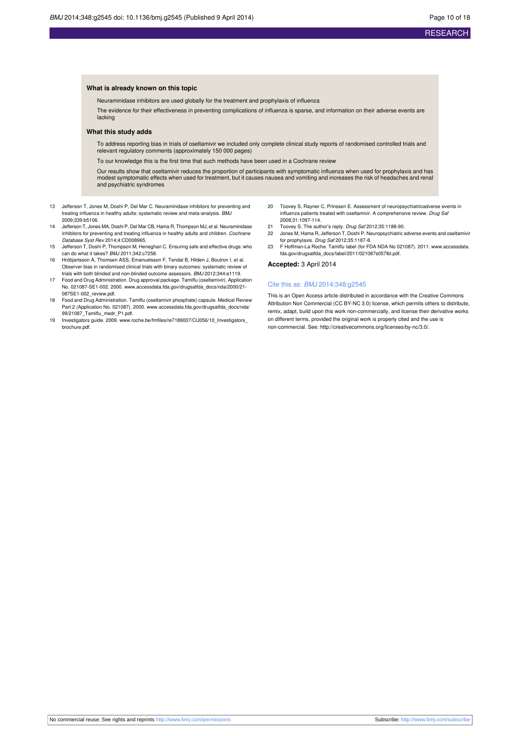### What is already known on this topic

Neuraminidase inhibitors are used globally for the treatment and prophylaxis of influenza

The evidence for their effectiveness in preventing complications of influenza is sparse, and information on their adverse events are lacking

### What this study adds

To address reporting bias in trials of oseltamivir we included only complete clinical study reports of randomised controlled trials and relevant regulatory comments (approximately 150 000 pages)

To our knowledge this is the first time that such methods have been used in a Cochrane review

Our results show that oseltamivir reduces the proportion of participants with symptomatic influenza when used for prophylaxis and has modest symptomatic effects when used for treatment, but it causes nausea and vomiting and increases the risk of headaches and renal and psychiatric syndromes

13. Jefferson T, Jones M, Doshi P, Del Mar C. Neuraminidase inhibitors for preventing and treating influenza in healthy adults: systematic review and meta-analysis. *BMJ* 2009;339:b5106.
14. Jefferson T, Jones MA, Doshi P, Del Mar CB, Hama R, Thompson MJ, et al. Neuraminidase inhibitors for preventing and treating influenza in healthy adults and children. *Cochrane Database Syst Rev* 2014;4:CD008965.
15. Jefferson T, Doshi P, Thompson M, Heneghan C. Ensuring safe and effective drugs: who can do what it takes? *BMJ* 2011;342:c7258.
16. Hróbjartsson A, Thomsen ASS, Emanuelsson F, Tendal B, Hilden J, Boutron I, et al. Observer bias in randomised clinical trials with binary outcomes: systematic review of trials with both blinded and non-blinded outcome assessors. *BMJ* 2012;344:e1119.
17. Food and Drug Administration. Drug approval package. Tamiflu (oseltamivir). Application No. 021087-SE1-002. 2000. www.accessdata.fda.gov/drugsatfda_docs/nda/2000/21-087SE1-002_review.pdf.
18. Food and Drug Administration. Tamiflu (oseltamivir phosphate) capsule. Medical Review Part 2 (Application No. 021087). 2000. www.accessdata.fda.gov/drugsatfda_docs/nda/99/21087_Tamiflu_medr_P1.pdf.
19. Investigators guide. 2009. www.roche.be/fmfiles/re7189007/CU056/10_Investigators_brochure.pdf.
20. Toovey S, Rayner C, Prinssen E. Assessment of neuropsychiatricadverse events in influenza patients treated with oseltamivir. A comprehensive review. *Drug Saf* 2008;31:1097-114.
21. Toovey S. The author's reply. *Drug Saf* 2012;35:1188-90.
22. Jones M, Hama R, Jefferson T, Doshi P. Neuropsychiatric adverse events and oseltamivir for prophylaxis. *Drug Saf* 2012;35:1187-8.
23. F Hoffman-La Roche. Tamiflu label (for FDA NDA No 021087). 2011. www.accessdata.fda.gov/drugsatfda_docs/label/2011/021087s057lbl.pdf.

**Accepted:** 3 April 2014

Cite this as: *BMJ* 2014;348:g2545

This is an Open Access article distributed in accordance with the Creative Commons Attribution Non Commercial (CC BY-NC 3.0) license, which permits others to distribute, remix, adapt, build upon this work non-commercially, and license their derivative works on different terms, provided the original work is properly cited and the use is non-commercial. See: http://creativecommons.org/licenses/by-nc/3.0/.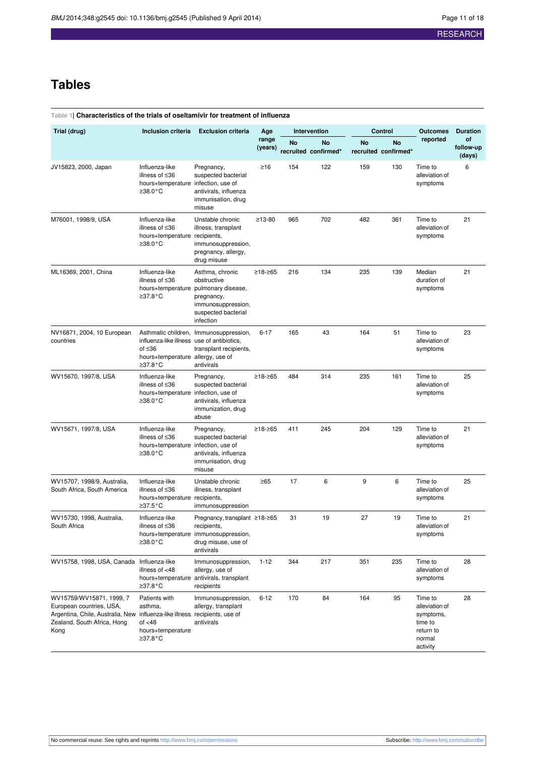# Tables

**Table 1| Characteristics of the trials of oseltamivir for treatment of influenza**

| Trial (drug) | Inclusion criteria | Exclusion criteria | Age range (years) | Intervention | | Control | | Outcomes reported | Duration of follow-up (days) |
|---|---|---|---|---|---|---|---|---|---|
| | | | | No recruited | No confirmed* | No recruited | No confirmed* | | |
| JV15823, 2000, Japan | Influenza-like illness of ≤36 hours+temperature ≥38.0°C | Pregnancy, suspected bacterial infection, use of antivirals, influenza immunisation, drug misuse | ≥16 | 154 | 122 | 159 | 130 | Time to alleviation of symptoms | 6 |
| M76001, 1998/9, USA | Influenza-like illness of ≤36 hours+temperature ≥38.0°C | Unstable chronic illness, transplant recipients, immunosuppression, pregnancy, allergy, drug misuse | ≥13-80 | 965 | 702 | 482 | 361 | Time to alleviation of symptoms | 21 |
| ML16369, 2001, China | Influenza-like illness of ≤36 hours+temperature ≥37.8°C | Asthma, chronic obstructive pulmonary disease, pregnancy, immunosuppression, suspected bacterial infection | ≥18-≥65 | 216 | 134 | 235 | 139 | Median duration of symptoms | 21 |
| NV16871, 2004, 10 European countries | Asthmatic children, influenza-like illness of ≤36 hours+temperature ≥37.8°C | Immunosuppression, use of antibiotics, transplant recipients, allergy, use of antivirals | 6-17 | 165 | 43 | 164 | 51 | Time to alleviation of symptoms | 23 |
| WV15670, 1997/8, USA | Influenza-like illness of ≤36 hours+temperature ≥38.0°C | Pregnancy, suspected bacterial infection, use of antivirals, influenza immunization, drug abuse | ≥18-≥65 | 484 | 314 | 235 | 161 | Time to alleviation of symptoms | 25 |
| WV15671, 1997/8, USA | Influenza-like illness of ≤36 hours+temperature ≥38.0°C | Pregnancy, suspected bacterial infection, use of antivirals, influenza immunisation, drug misuse | ≥18-≥65 | 411 | 245 | 204 | 129 | Time to alleviation of symptoms | 21 |
| WV15707, 1998/9, Australia, South Africa, South America | Influenza-like illness of ≤36 hours+temperature ≥37.5°C | Unstable chronic illness, transplant recipients, immunosuppression | ≥65 | 17 | 6 | 9 | 6 | Time to alleviation of symptoms | 25 |
| WV15730, 1998, Australia, South Africa | Influenza-like illness of ≤36 hours+temperature ≥38.0°C | Pregnancy, transplant recipients, immunosuppression, drug misuse, use of antivirals | ≥18-≥65 | 31 | 19 | 27 | 19 | Time to alleviation of symptoms | 21 |
| WV15758, 1998, USA, Canada | Influenza-like illness of <48 hours+temperature ≥37.8°C | Immunosuppression, allergy, use of antivirals, transplant recipients | 1-12 | 344 | 217 | 351 | 235 | Time to alleviation of symptoms | 28 |
| WV15759/WV15871, 1999, 7 European countries, USA, Argentina, Chile, Australia, New Zealand, South Africa, Hong Kong | Patients with asthma, influenza-like illness of <48 hours+temperature ≥37.8°C | Immunosuppression, allergy, transplant recipients, use of antivirals | 6-12 | 170 | 84 | 164 | 95 | Time to alleviation of symptoms, time to return to normal activity | 28 |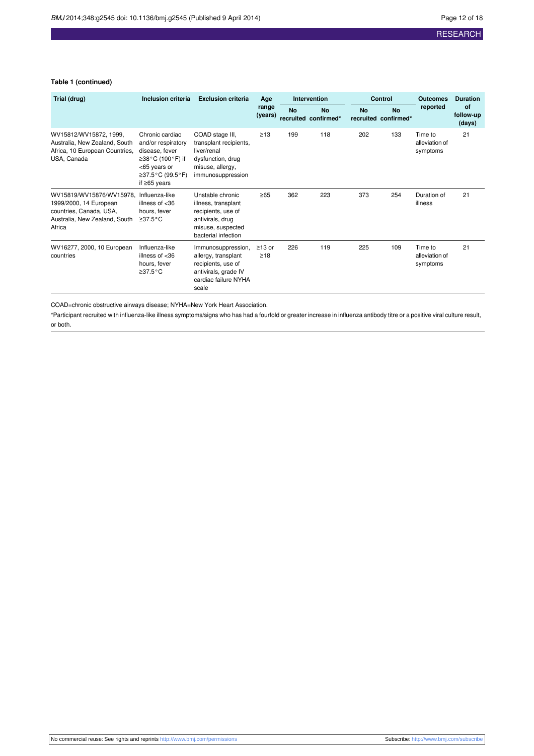**Table 1 (continued)**

| Trial (drug) | Inclusion criteria | Exclusion criteria | Age range (years) | Intervention | | Control | | Outcomes reported | Duration of follow-up (days) |
|---|---|---|---|---|---|---|---|---|---|
| | | | | No recruited | No confirmed* | No recruited | No confirmed* | | |
| WV15812/WV15872, 1999, Australia, New Zealand, South Africa, 10 European Countries, USA, Canada | Chronic cardiac and/or respiratory disease, fever ≥38°C (100°F) if <65 years or ≥37.5°C (99.5°F) if ≥65 years | COAD stage III, transplant recipients, liver/renal dysfunction, drug misuse, allergy, immunosuppression | ≥13 | 199 | 118 | 202 | 133 | Time to alleviation of symptoms | 21 |
| WV15819/WV15876/WV15978, 1999/2000, 14 European countries, Canada, USA, Australia, New Zealand, South Africa | Influenza-like illness of <36 hours, fever ≥37.5°C | Unstable chronic illness, transplant recipients, use of antivirals, drug misuse, suspected bacterial infection | ≥65 | 362 | 223 | 373 | 254 | Duration of illness | 21 |
| WV16277, 2000, 10 European countries | Influenza-like illness of <36 hours, fever ≥37.5°C | Immunosuppression, allergy, transplant recipients, use of antivirals, grade IV cardiac failure NYHA scale | ≥13 or ≥18 | 226 | 119 | 225 | 109 | Time to alleviation of symptoms | 21 |

COAD=chronic obstructive airways disease; NYHA=New York Heart Association.

*Participant recruited with influenza-like illness symptoms/signs who has had a fourfold or greater increase in influenza antibody titre or a positive viral culture result, or both.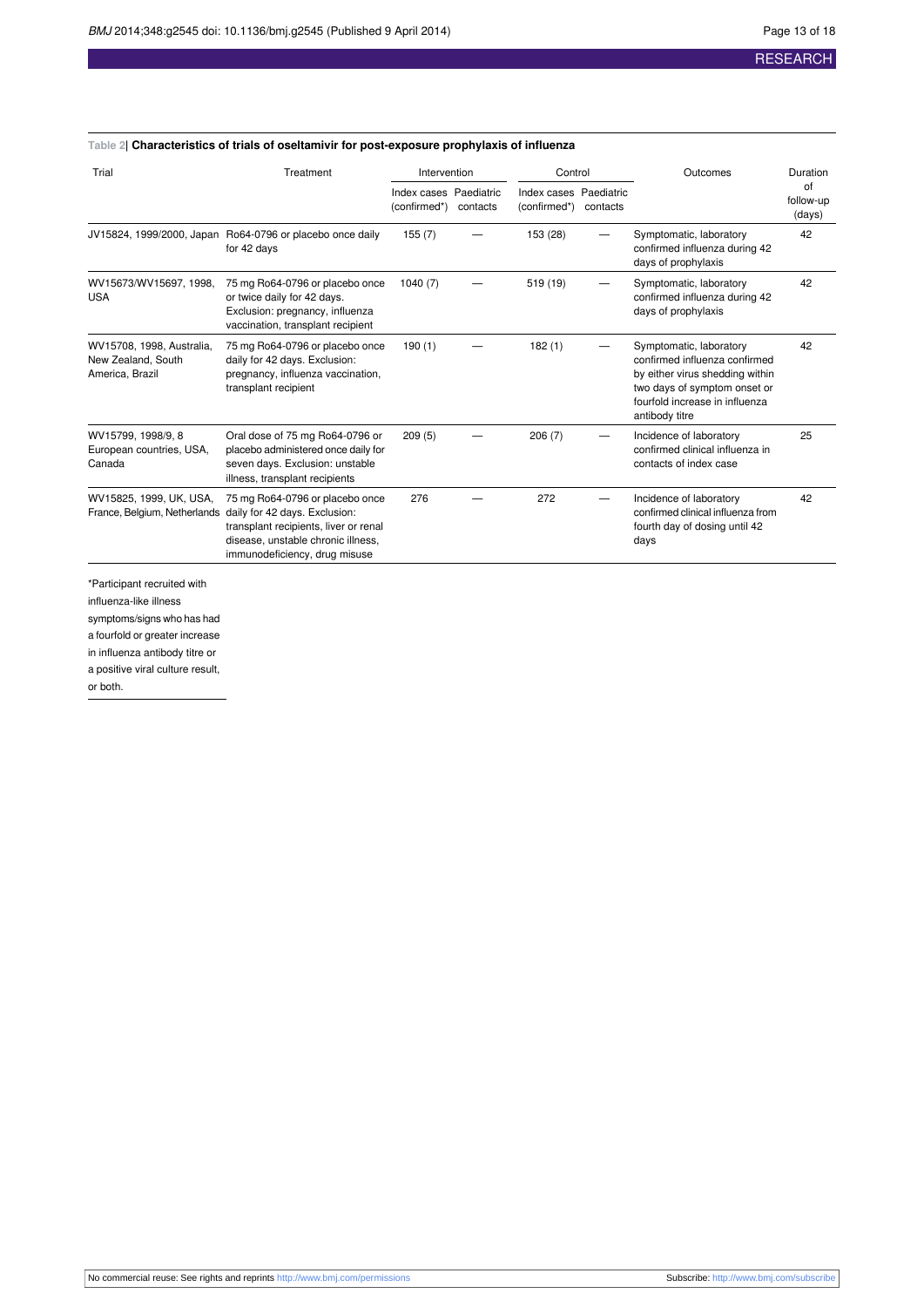**Table 2| Characteristics of trials of oseltamivir for post-exposure prophylaxis of influenza**

| Trial | Treatment | Intervention | | Control | | Outcomes | Duration of follow-up (days) |
|---|---|---|---|---|---|---|---|
| | | Index cases (confirmed*) | Paediatric contacts | Index cases (confirmed*) | Paediatric contacts | | |
| JV15824, 1999/2000, Japan | Ro64-0796 or placebo once daily for 42 days | 155 (7) | — | 153 (28) | — | Symptomatic, laboratory confirmed influenza during 42 days of prophylaxis | 42 |
| WV15673/WV15697, 1998, USA | 75 mg Ro64-0796 or placebo once or twice daily for 42 days. Exclusion: pregnancy, influenza vaccination, transplant recipient | 1040 (7) | — | 519 (19) | — | Symptomatic, laboratory confirmed influenza during 42 days of prophylaxis | 42 |
| WV15708, 1998, Australia, New Zealand, South America, Brazil | 75 mg Ro64-0796 or placebo once daily for 42 days. Exclusion: pregnancy, influenza vaccination, transplant recipient | 190 (1) | — | 182 (1) | — | Symptomatic, laboratory confirmed influenza confirmed by either virus shedding within two days of symptom onset or fourfold increase in influenza antibody titre | 42 |
| WV15799, 1998/9, 8 European countries, USA, Canada | Oral dose of 75 mg Ro64-0796 or placebo administered once daily for seven days. Exclusion: unstable illness, transplant recipients | 209 (5) | — | 206 (7) | — | Incidence of laboratory confirmed clinical influenza in contacts of index case | 25 |
| WV15825, 1999, UK, USA, France, Belgium, Netherlands | 75 mg Ro64-0796 or placebo once daily for 42 days. Exclusion: transplant recipients, liver or renal disease, unstable chronic illness, immunodeficiency, drug misuse | 276 | — | 272 | — | Incidence of laboratory confirmed clinical influenza from fourth day of dosing until 42 days | 42 |

*Participant recruited with influenza-like illness symptoms/signs who has had a fourfold or greater increase in influenza antibody titre or a positive viral culture result, or both.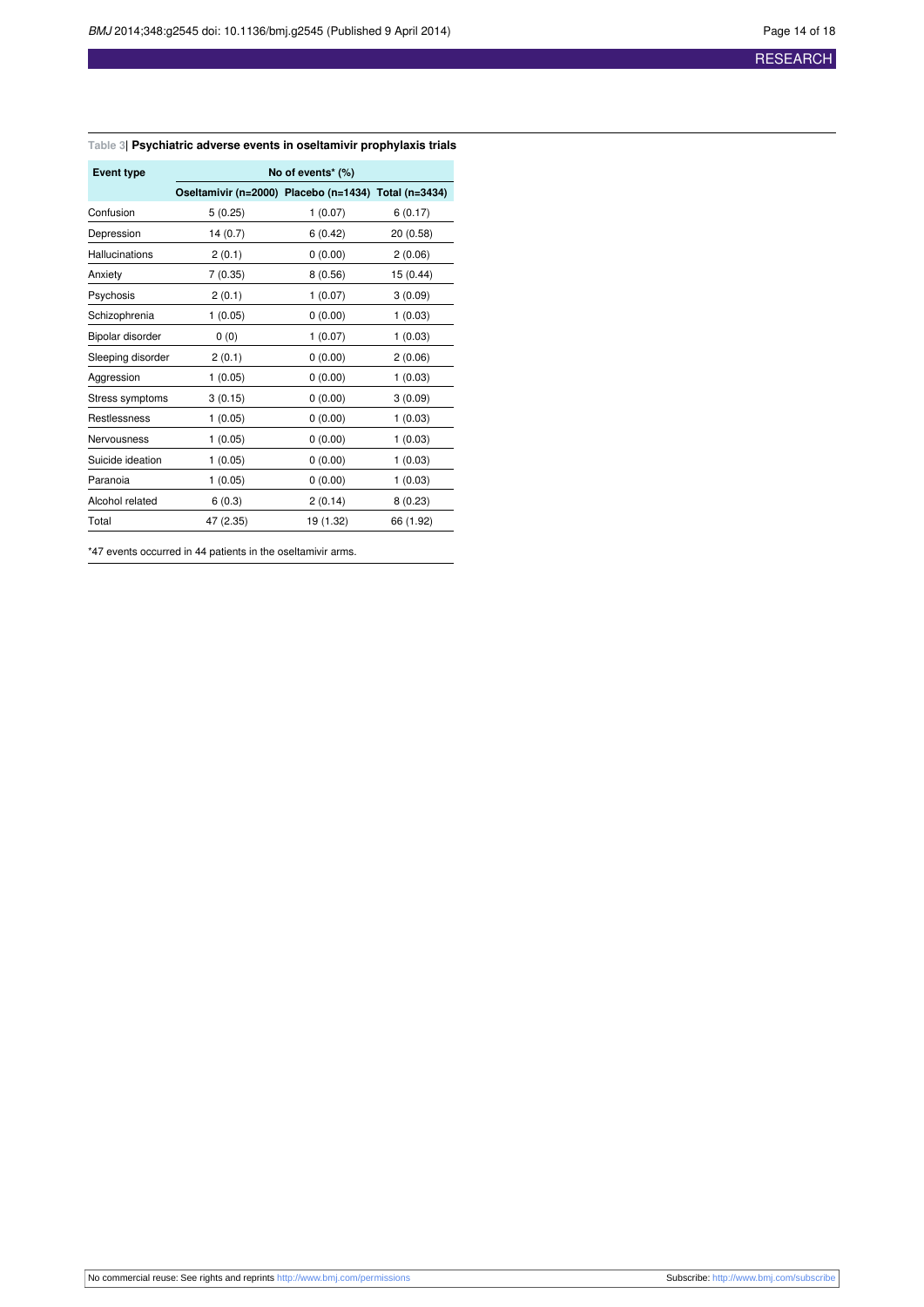**Table 3| Psychiatric adverse events in oseltamivir prophylaxis trials**

| Event type | No of events* (%) | | |
|---|---|---|---|
| | Oseltamivir (n=2000) | Placebo (n=1434) | Total (n=3434) |
| Confusion | 5 (0.25) | 1 (0.07) | 6 (0.17) |
| Depression | 14 (0.7) | 6 (0.42) | 20 (0.58) |
| Hallucinations | 2 (0.1) | 0 (0.00) | 2 (0.06) |
| Anxiety | 7 (0.35) | 8 (0.56) | 15 (0.44) |
| Psychosis | 2 (0.1) | 1 (0.07) | 3 (0.09) |
| Schizophrenia | 1 (0.05) | 0 (0.00) | 1 (0.03) |
| Bipolar disorder | 0 (0) | 1 (0.07) | 1 (0.03) |
| Sleeping disorder | 2 (0.1) | 0 (0.00) | 2 (0.06) |
| Aggression | 1 (0.05) | 0 (0.00) | 1 (0.03) |
| Stress symptoms | 3 (0.15) | 0 (0.00) | 3 (0.09) |
| Restlessness | 1 (0.05) | 0 (0.00) | 1 (0.03) |
| Nervousness | 1 (0.05) | 0 (0.00) | 1 (0.03) |
| Suicide ideation | 1 (0.05) | 0 (0.00) | 1 (0.03) |
| Paranoia | 1 (0.05) | 0 (0.00) | 1 (0.03) |
| Alcohol related | 6 (0.3) | 2 (0.14) | 8 (0.23) |
| Total | 47 (2.35) | 19 (1.32) | 66 (1.92) |

*47 events occurred in 44 patients in the oseltamivir arms.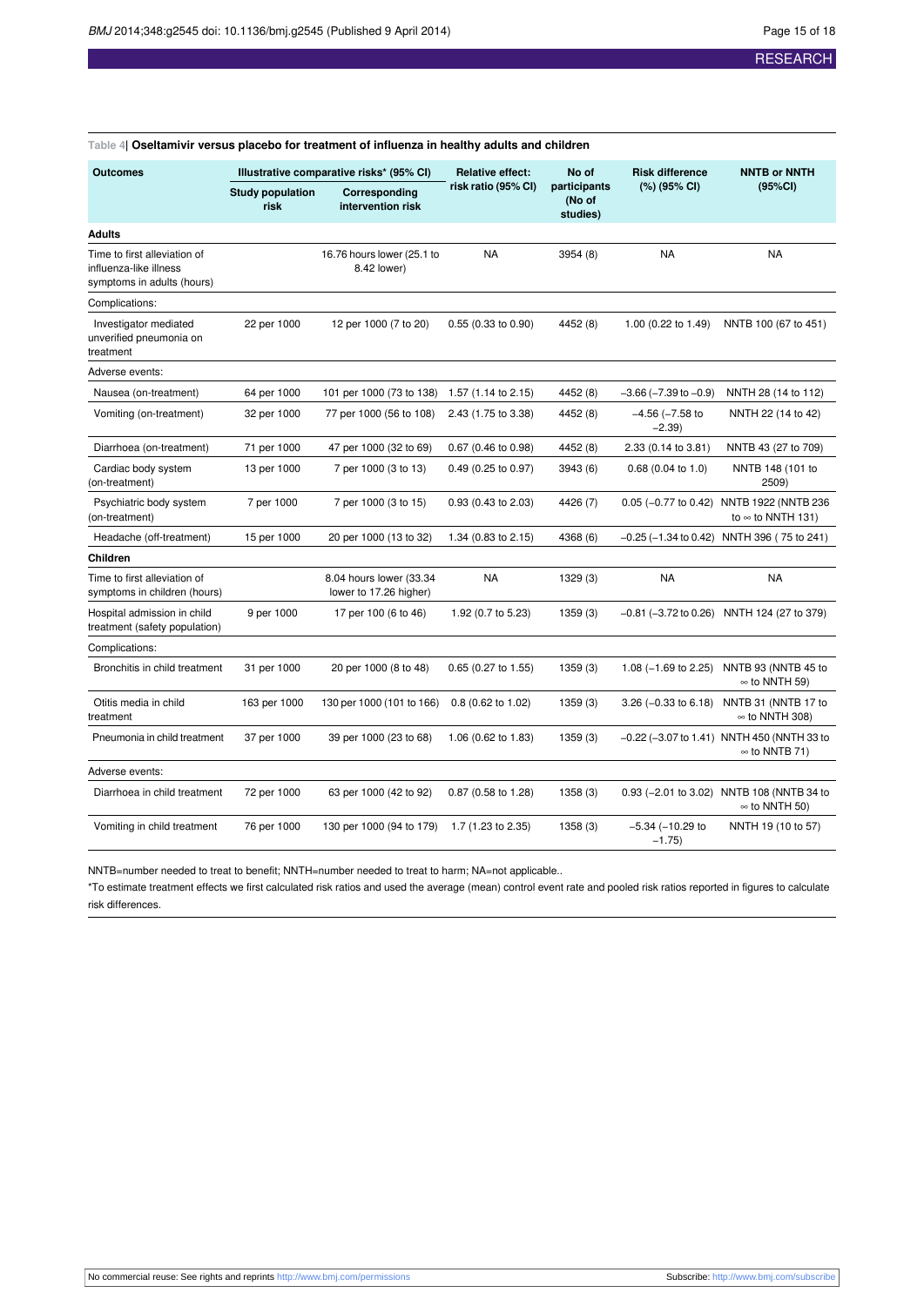Table 4| **Oseltamivir versus placebo for treatment of influenza in healthy adults and children**

| Outcomes | Illustrative comparative risks* (95% CI) | | Relative effect: risk ratio (95% CI) | No of participants (No of studies) | Risk difference (%) (95% CI) | NNTB or NNTH (95%CI) |
|---|---|---|---|---|---|---|
| | Study population risk | Corresponding intervention risk | | | | |
| **Adults** | | | | | | |
| Time to first alleviation of influenza-like illness symptoms in adults (hours) | | 16.76 hours lower (25.1 to 8.42 lower) | NA | 3954 (8) | NA | NA |
| Complications: | | | | | | |
| Investigator mediated unverified pneumonia on treatment | 22 per 1000 | 12 per 1000 (7 to 20) | 0.55 (0.33 to 0.90) | 4452 (8) | 1.00 (0.22 to 1.49) | NNTB 100 (67 to 451) |
| Adverse events: | | | | | | |
| Nausea (on-treatment) | 64 per 1000 | 101 per 1000 (73 to 138) | 1.57 (1.14 to 2.15) | 4452 (8) | −3.66 (−7.39 to −0.9) | NNTH 28 (14 to 112) |
| Vomiting (on-treatment) | 32 per 1000 | 77 per 1000 (56 to 108) | 2.43 (1.75 to 3.38) | 4452 (8) | −4.56 (−7.58 to −2.39) | NNTH 22 (14 to 42) |
| Diarrhoea (on-treatment) | 71 per 1000 | 47 per 1000 (32 to 69) | 0.67 (0.46 to 0.98) | 4452 (8) | 2.33 (0.14 to 3.81) | NNTB 43 (27 to 709) |
| Cardiac body system (on-treatment) | 13 per 1000 | 7 per 1000 (3 to 13) | 0.49 (0.25 to 0.97) | 3943 (6) | 0.68 (0.04 to 1.0) | NNTB 148 (101 to 2509) |
| Psychiatric body system (on-treatment) | 7 per 1000 | 7 per 1000 (3 to 15) | 0.93 (0.43 to 2.03) | 4426 (7) | 0.05 (−0.77 to 0.42) | NNTB 1922 (NNTB 236 to ∞ to NNTH 131) |
| Headache (off-treatment) | 15 per 1000 | 20 per 1000 (13 to 32) | 1.34 (0.83 to 2.15) | 4368 (6) | −0.25 (−1.34 to 0.42) | NNTH 396 ( 75 to 241) |
| **Children** | | | | | | |
| Time to first alleviation of symptoms in children (hours) | | 8.04 hours lower (33.34 lower to 17.26 higher) | NA | 1329 (3) | NA | NA |
| Hospital admission in child treatment (safety population) | 9 per 1000 | 17 per 100 (6 to 46) | 1.92 (0.7 to 5.23) | 1359 (3) | −0.81 (−3.72 to 0.26) | NNTH 124 (27 to 379) |
| Complications: | | | | | | |
| Bronchitis in child treatment | 31 per 1000 | 20 per 1000 (8 to 48) | 0.65 (0.27 to 1.55) | 1359 (3) | 1.08 (−1.69 to 2.25) | NNTB 93 (NNTB 45 to ∞ to NNTH 59) |
| Otitis media in child treatment | 163 per 1000 | 130 per 1000 (101 to 166) | 0.8 (0.62 to 1.02) | 1359 (3) | 3.26 (−0.33 to 6.18) | NNTB 31 (NNTB 17 to ∞ to NNTH 308) |
| Pneumonia in child treatment | 37 per 1000 | 39 per 1000 (23 to 68) | 1.06 (0.62 to 1.83) | 1359 (3) | −0.22 (−3.07 to 1.41) | NNTH 450 (NNTH 33 to ∞ to NNTB 71) |
| Adverse events: | | | | | | |
| Diarrhoea in child treatment | 72 per 1000 | 63 per 1000 (42 to 92) | 0.87 (0.58 to 1.28) | 1358 (3) | 0.93 (−2.01 to 3.02) | NNTB 108 (NNTB 34 to ∞ to NNTH 50) |
| Vomiting in child treatment | 76 per 1000 | 130 per 1000 (94 to 179) | 1.7 (1.23 to 2.35) | 1358 (3) | −5.34 (−10.29 to −1.75) | NNTH 19 (10 to 57) |

NNTB=number needed to treat to benefit; NNTH=number needed to treat to harm; NA=not applicable..

*To estimate treatment effects we first calculated risk ratios and used the average (mean) control event rate and pooled risk ratios reported in figures to calculate risk differences.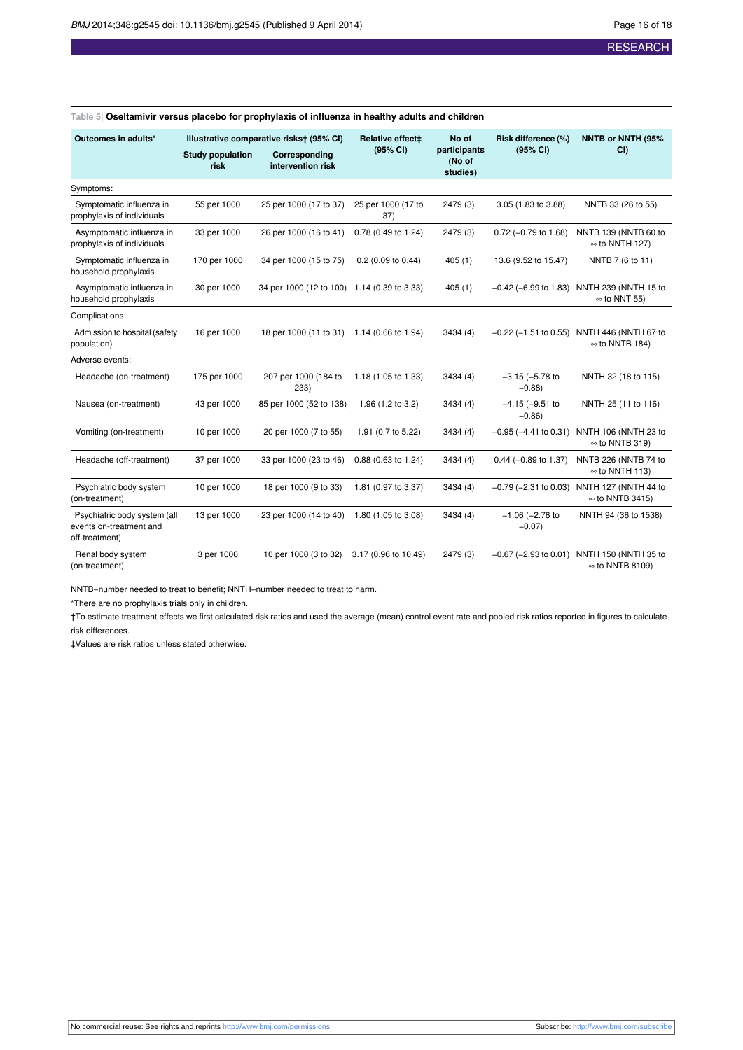**Table 5| Oseltamivir versus placebo for prophylaxis of influenza in healthy adults and children**

| Outcomes in adults* | Illustrative comparative risks† (95% CI) | | Relative effect‡ (95% CI) | No of participants (No of studies) | Risk difference (%) (95% CI) | NNTB or NNTH (95% CI) |
|---|---|---|---|---|---|---|
| | Study population risk | Corresponding intervention risk | | | | |
| Symptoms: | | | | | | |
| Symptomatic influenza in prophylaxis of individuals | 55 per 1000 | 25 per 1000 (17 to 37) | 25 per 1000 (17 to 37) | 2479 (3) | 3.05 (1.83 to 3.88) | NNTB 33 (26 to 55) |
| Asymptomatic influenza in prophylaxis of individuals | 33 per 1000 | 26 per 1000 (16 to 41) | 0.78 (0.49 to 1.24) | 2479 (3) | 0.72 (−0.79 to 1.68) | NNTB 139 (NNTB 60 to ∞ to NNTH 127) |
| Symptomatic influenza in household prophylaxis | 170 per 1000 | 34 per 1000 (15 to 75) | 0.2 (0.09 to 0.44) | 405 (1) | 13.6 (9.52 to 15.47) | NNTB 7 (6 to 11) |
| Asymptomatic influenza in household prophylaxis | 30 per 1000 | 34 per 1000 (12 to 100) | 1.14 (0.39 to 3.33) | 405 (1) | −0.42 (−6.99 to 1.83) | NNTH 239 (NNTH 15 to ∞ to NNT 55) |
| Complications: | | | | | | |
| Admission to hospital (safety population) | 16 per 1000 | 18 per 1000 (11 to 31) | 1.14 (0.66 to 1.94) | 3434 (4) | −0.22 (−1.51 to 0.55) | NNTH 446 (NNTH 67 to ∞ to NNTB 184) |
| Adverse events: | | | | | | |
| Headache (on-treatment) | 175 per 1000 | 207 per 1000 (184 to 233) | 1.18 (1.05 to 1.33) | 3434 (4) | −3.15 (−5.78 to −0.88) | NNTH 32 (18 to 115) |
| Nausea (on-treatment) | 43 per 1000 | 85 per 1000 (52 to 138) | 1.96 (1.2 to 3.2) | 3434 (4) | −4.15 (−9.51 to −0.86) | NNTH 25 (11 to 116) |
| Vomiting (on-treatment) | 10 per 1000 | 20 per 1000 (7 to 55) | 1.91 (0.7 to 5.22) | 3434 (4) | −0.95 (−4.41 to 0.31) | NNTH 106 (NNTH 23 to ∞ to NNTB 319) |
| Headache (off-treatment) | 37 per 1000 | 33 per 1000 (23 to 46) | 0.88 (0.63 to 1.24) | 3434 (4) | 0.44 (−0.89 to 1.37) | NNTB 226 (NNTB 74 to ∞ to NNTH 113) |
| Psychiatric body system (on-treatment) | 10 per 1000 | 18 per 1000 (9 to 33) | 1.81 (0.97 to 3.37) | 3434 (4) | −0.79 (−2.31 to 0.03) | NNTH 127 (NNTH 44 to ∞ to NNTB 3415) |
| Psychiatric body system (all events on-treatment and off-treatment) | 13 per 1000 | 23 per 1000 (14 to 40) | 1.80 (1.05 to 3.08) | 3434 (4) | −1.06 (−2.76 to −0.07) | NNTH 94 (36 to 1538) |
| Renal body system (on-treatment) | 3 per 1000 | 10 per 1000 (3 to 32) | 3.17 (0.96 to 10.49) | 2479 (3) | −0.67 (−2.93 to 0.01) | NNTH 150 (NNTH 35 to ∞ to NNTB 8109) |

NNTB=number needed to treat to benefit; NNTH=number needed to treat to harm.

*There are no prophylaxis trials only in children.

†To estimate treatment effects we first calculated risk ratios and used the average (mean) control event rate and pooled risk ratios reported in figures to calculate risk differences.

‡Values are risk ratios unless stated otherwise.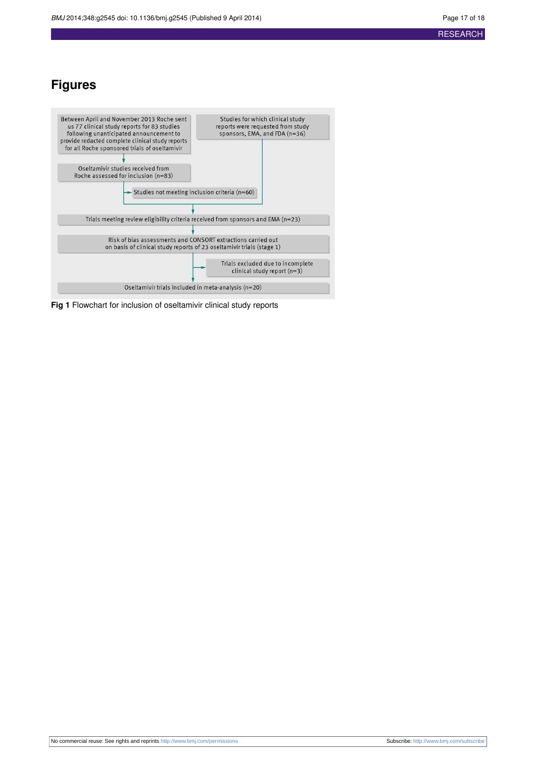# Figures

Between April and November 2013 Roche sent us 77 clinical study reports for 83 studies following unanticipated announcement to provide redacted complete clinical study reports for all Roche sponsored trials of oseltamivir

Studies for which clinical study reports were requested from study sponsors, EMA, and FDA (n=36)

Oseltamivir studies received from Roche assessed for inclusion (n=83)

Studies not meeting inclusion criteria (n=60)

Trials meeting review eligibility criteria received from sponsors and EMA (n=23)

Risk of bias assessments and CONSORT extractions carried out on basis of clinical study reports of 23 oseltamivir trials (stage 1)

Trials excluded due to incomplete clinical study report (n=3)

Oseltamivir trials included in meta-analysis (n=20)

**Fig 1** Flowchart for inclusion of oseltamivir clinical study reports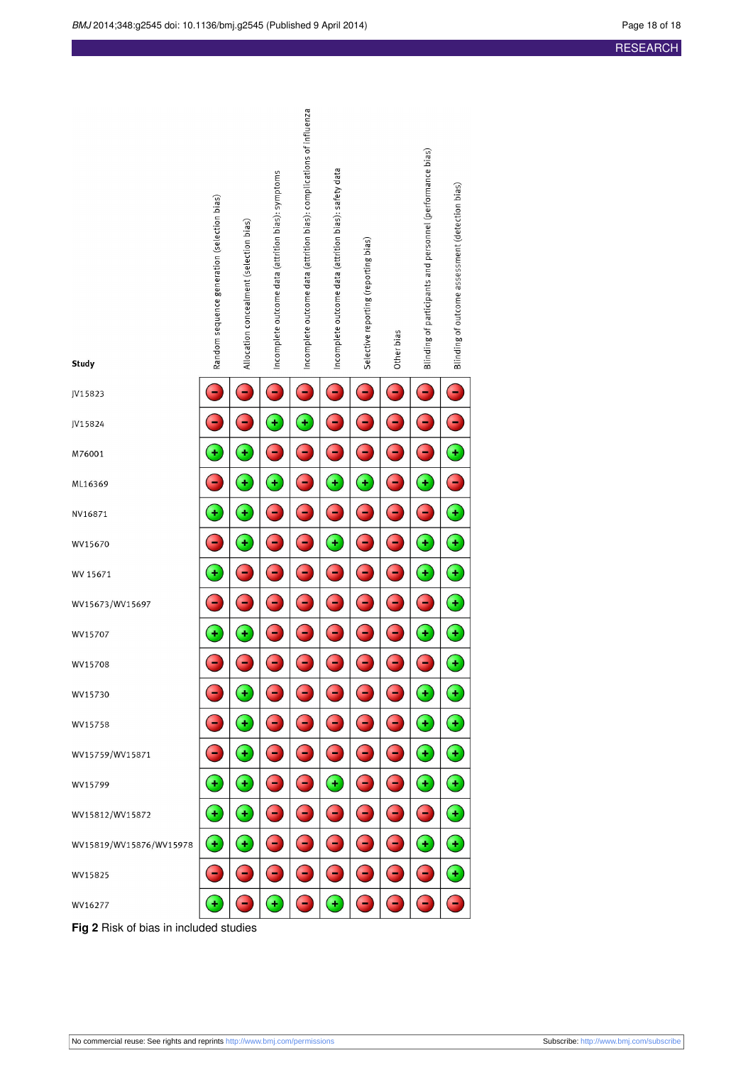| Study | Random sequence generation (selection bias) | Allocation concealment (selection bias) | Incomplete outcome data (attrition bias): symptoms | Incomplete outcome data (attrition bias): complications of influenza | Incomplete outcome data (attrition bias): safety data | Selective reporting (reporting bias) | Other bias | Blinding of participants and personnel (performance bias) | Blinding of outcome assessment (detection bias) |
|---|---|---|---|---|---|---|---|---|---|
| JV15823 | − | − | − | − | − | − | − | − | − |
| JV15824 | − | − | + | + | − | − | − | − | − |
| M76001 | + | + | − | − | − | − | − | − | + |
| ML16369 | − | + | + | − | + | + | − | + | − |
| NV16871 | + | + | − | − | − | − | − | − | + |
| WV15670 | − | + | − | − | + | − | − | + | + |
| WV 15671 | + | − | − | − | − | − | − | + | + |
| WV15673/WV15697 | − | − | − | − | − | − | − | − | + |
| WV15707 | + | + | − | − | − | − | − | + | + |
| WV15708 | − | − | − | − | − | − | − | − | + |
| WV15730 | − | + | − | − | − | − | − | + | + |
| WV15758 | − | + | − | − | − | − | − | + | + |
| WV15759/WV15871 | − | + | − | − | − | − | − | + | + |
| WV15799 | + | + | − | − | + | − | − | + | + |
| WV15812/WV15872 | + | + | − | − | − | − | − | − | + |
| WV15819/WV15876/WV15978 | + | + | − | − | − | − | − | + | + |
| WV15825 | − | − | − | − | − | − | − | − | + |
| WV16277 | + | − | + | − | + | − | − | − | − |

**Fig 2** Risk of bias in included studies